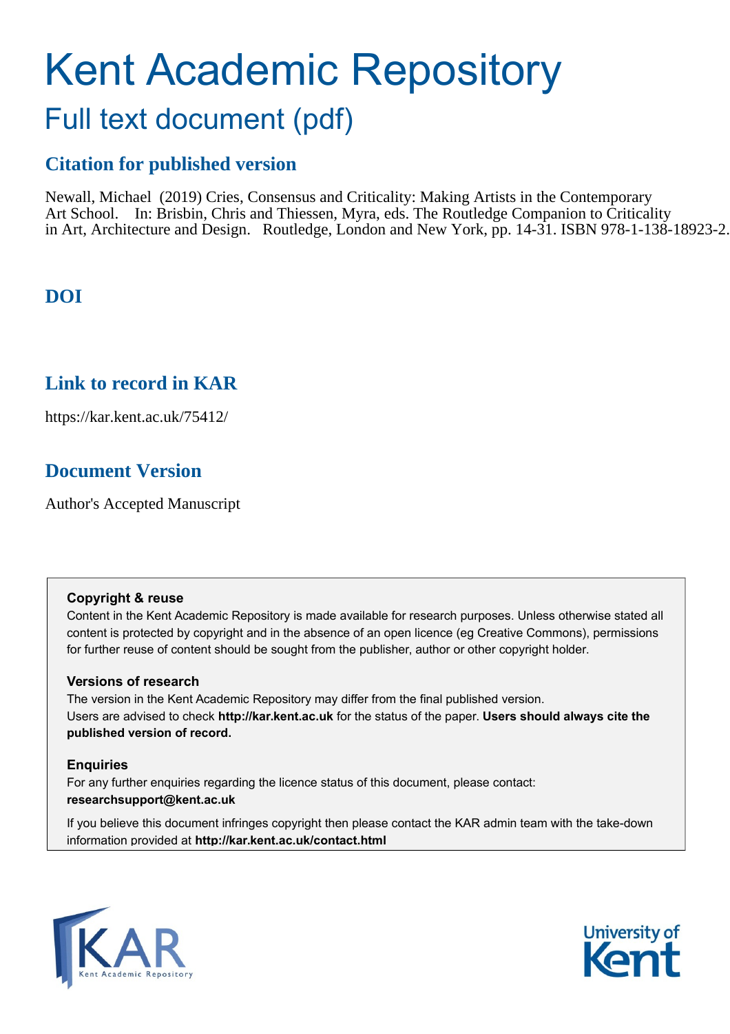# Kent Academic Repository

## Full text document (pdf)

### Citation for published version

Newall, Michael (2019) Cries, Consensus and Criticality: Making Artists in the Contemporary Art School. In: Brisbin, Chris and Thiessen, Myra, eds. The Routledge Companion to Criticality in Art, Architecture and Design. Routledge, London and New York, pp. 14-31. ISBN 978-1-138-18923-2.

### DOI

### Link to record in KAR

https://kar.kent.ac.uk/75412/

### Document Version

Author's Accepted Manuscript

**Copyright & reuse**

Content in the Kent Academic Repository is made available for research purposes. Unless otherwise stated all content is protected by copyright and in the absence of an open licence (eg Creative Commons), permissions for further reuse of content should be sought from the publisher, author or other copyright holder.

**Versions of research**

The version in the Kent Academic Repository may differ from the final published version.
Users are advised to check **http://kar.kent.ac.uk** for the status of the paper. **Users should always cite the published version of record.**

**Enquiries**

For any further enquiries regarding the licence status of this document, please contact:
**researchsupport@kent.ac.uk**

If you believe this document infringes copyright then please contact the KAR admin team with the take-down information provided at **http://kar.kent.ac.uk/contact.html**

KAR Kent Academic Repository

University of Kent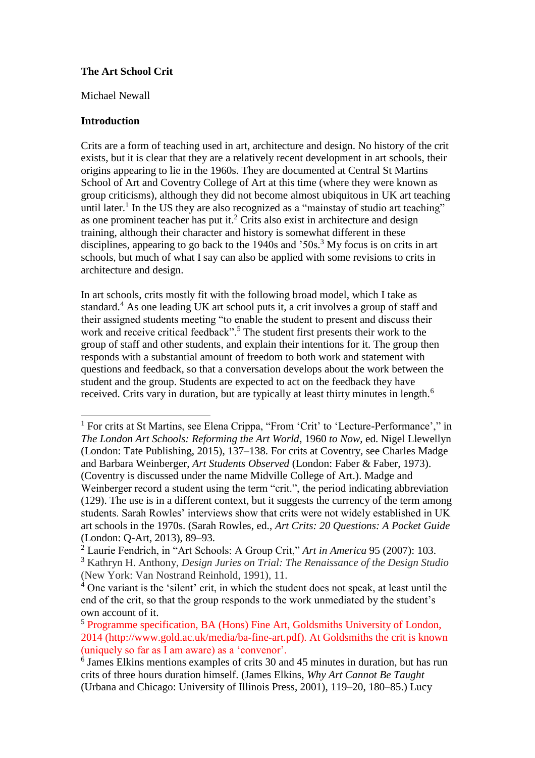**The Art School Crit**

Michael Newall

**Introduction**

Crits are a form of teaching used in art, architecture and design. No history of the crit exists, but it is clear that they are a relatively recent development in art schools, their origins appearing to lie in the 1960s. They are documented at Central St Martins School of Art and Coventry College of Art at this time (where they were known as group criticisms), although they did not become almost ubiquitous in UK art teaching until later.[1] In the US they are also recognized as a "mainstay of studio art teaching" as one prominent teacher has put it.[2] Crits also exist in architecture and design training, although their character and history is somewhat different in these disciplines, appearing to go back to the 1940s and '50s.[3] My focus is on crits in art schools, but much of what I say can also be applied with some revisions to crits in architecture and design.

In art schools, crits mostly fit with the following broad model, which I take as standard.[4] As one leading UK art school puts it, a crit involves a group of staff and their assigned students meeting "to enable the student to present and discuss their work and receive critical feedback".[5] The student first presents their work to the group of staff and other students, and explain their intentions for it. The group then responds with a substantial amount of freedom to both work and statement with questions and feedback, so that a conversation develops about the work between the student and the group. Students are expected to act on the feedback they have received. Crits vary in duration, but are typically at least thirty minutes in length.[6]

---

[1] For crits at St Martins, see Elena Crippa, "From 'Crit' to 'Lecture-Performance'," in *The London Art Schools: Reforming the Art World, 1960 to Now*, ed. Nigel Llewellyn (London: Tate Publishing, 2015), 137–138. For crits at Coventry, see Charles Madge and Barbara Weinberger, *Art Students Observed* (London: Faber & Faber, 1973). (Coventry is discussed under the name Midville College of Art.). Madge and Weinberger record a student using the term "crit.", the period indicating abbreviation (129). The use is in a different context, but it suggests the currency of the term among students. Sarah Rowles' interviews show that crits were not widely established in UK art schools in the 1970s. (Sarah Rowles, ed., *Art Crits: 20 Questions: A Pocket Guide* (London: Q-Art, 2013), 89–93.

[2] Laurie Fendrich, in "Art Schools: A Group Crit," *Art in America* 95 (2007): 103.

[3] Kathryn H. Anthony, *Design Juries on Trial: The Renaissance of the Design Studio* (New York: Van Nostrand Reinhold, 1991), 11.

[4] One variant is the 'silent' crit, in which the student does not speak, at least until the end of the crit, so that the group responds to the work unmediated by the student's own account of it.

[5] Programme specification, BA (Hons) Fine Art, Goldsmiths University of London, 2014 (http://www.gold.ac.uk/media/ba-fine-art.pdf). At Goldsmiths the crit is known (uniquely so far as I am aware) as a 'convenor'.

[6] James Elkins mentions examples of crits 30 and 45 minutes in duration, but has run crits of three hours duration himself. (James Elkins, *Why Art Cannot Be Taught* (Urbana and Chicago: University of Illinois Press, 2001), 119–20, 180–85.) Lucy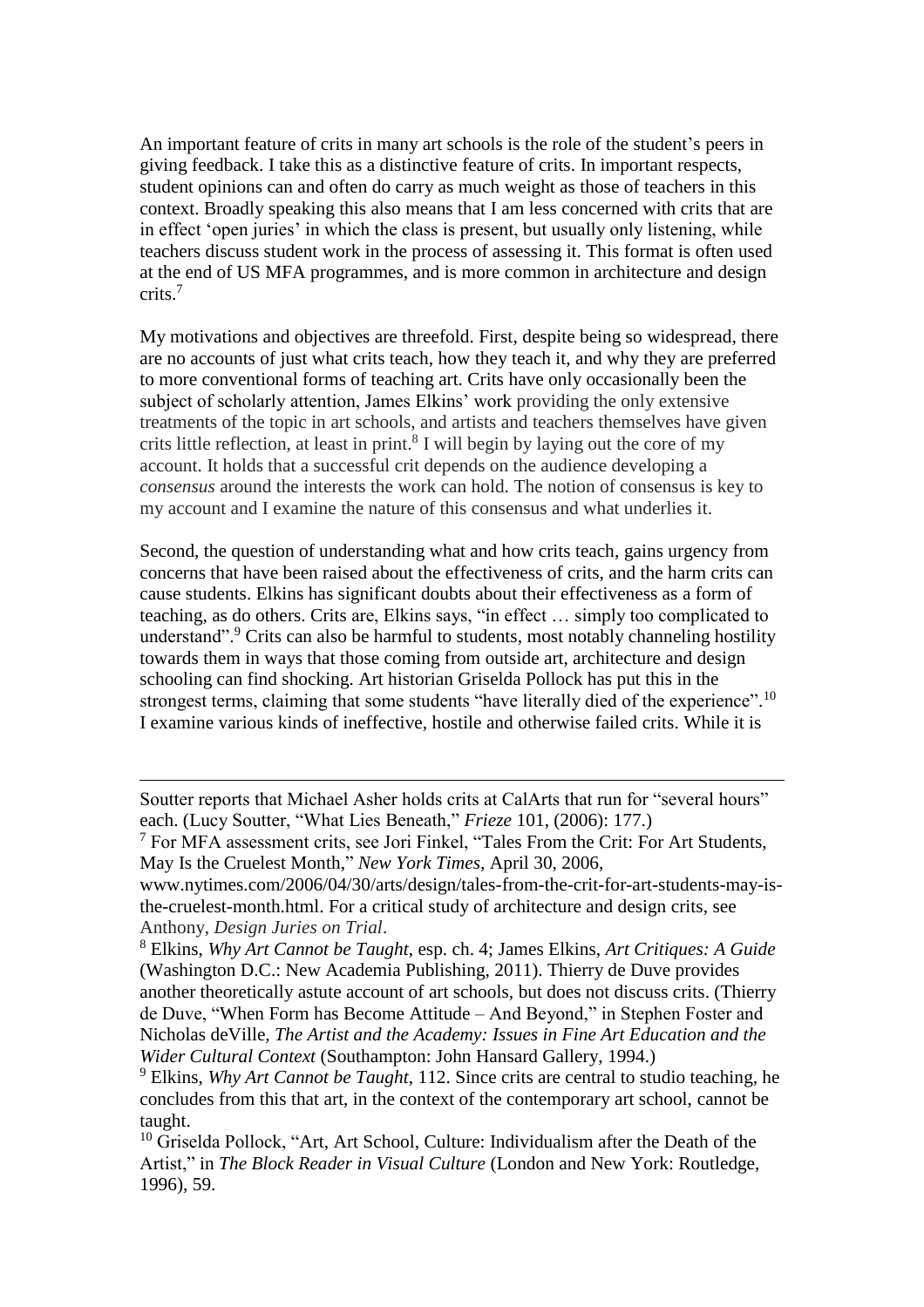An important feature of crits in many art schools is the role of the student's peers in giving feedback. I take this as a distinctive feature of crits. In important respects, student opinions can and often do carry as much weight as those of teachers in this context. Broadly speaking this also means that I am less concerned with crits that are in effect 'open juries' in which the class is present, but usually only listening, while teachers discuss student work in the process of assessing it. This format is often used at the end of US MFA programmes, and is more common in architecture and design crits.[7]

My motivations and objectives are threefold. First, despite being so widespread, there are no accounts of just what crits teach, how they teach it, and why they are preferred to more conventional forms of teaching art. Crits have only occasionally been the subject of scholarly attention, James Elkins' work providing the only extensive treatments of the topic in art schools, and artists and teachers themselves have given crits little reflection, at least in print.[8] I will begin by laying out the core of my account. It holds that a successful crit depends on the audience developing a *consensus* around the interests the work can hold. The notion of consensus is key to my account and I examine the nature of this consensus and what underlies it.

Second, the question of understanding what and how crits teach, gains urgency from concerns that have been raised about the effectiveness of crits, and the harm crits can cause students. Elkins has significant doubts about their effectiveness as a form of teaching, as do others. Crits are, Elkins says, "in effect … simply too complicated to understand".[9] Crits can also be harmful to students, most notably channeling hostility towards them in ways that those coming from outside art, architecture and design schooling can find shocking. Art historian Griselda Pollock has put this in the strongest terms, claiming that some students "have literally died of the experience".[10] I examine various kinds of ineffective, hostile and otherwise failed crits. While it is

---

Soutter reports that Michael Asher holds crits at CalArts that run for "several hours" each. (Lucy Soutter, "What Lies Beneath," *Frieze* 101, (2006): 177.)

[7] For MFA assessment crits, see Jori Finkel, "Tales From the Crit: For Art Students, May Is the Cruelest Month," *New York Times*, April 30, 2006, www.nytimes.com/2006/04/30/arts/design/tales-from-the-crit-for-art-students-may-is-the-cruelest-month.html. For a critical study of architecture and design crits, see Anthony, *Design Juries on Trial*.

[8] Elkins, *Why Art Cannot be Taught*, esp. ch. 4; James Elkins, *Art Critiques: A Guide* (Washington D.C.: New Academia Publishing, 2011). Thierry de Duve provides another theoretically astute account of art schools, but does not discuss crits. (Thierry de Duve, "When Form has Become Attitude – And Beyond," in Stephen Foster and Nicholas deVille, *The Artist and the Academy: Issues in Fine Art Education and the Wider Cultural Context* (Southampton: John Hansard Gallery, 1994.)

[9] Elkins, *Why Art Cannot be Taught*, 112. Since crits are central to studio teaching, he concludes from this that art, in the context of the contemporary art school, cannot be taught.

[10] Griselda Pollock, "Art, Art School, Culture: Individualism after the Death of the Artist," in *The Block Reader in Visual Culture* (London and New York: Routledge, 1996), 59.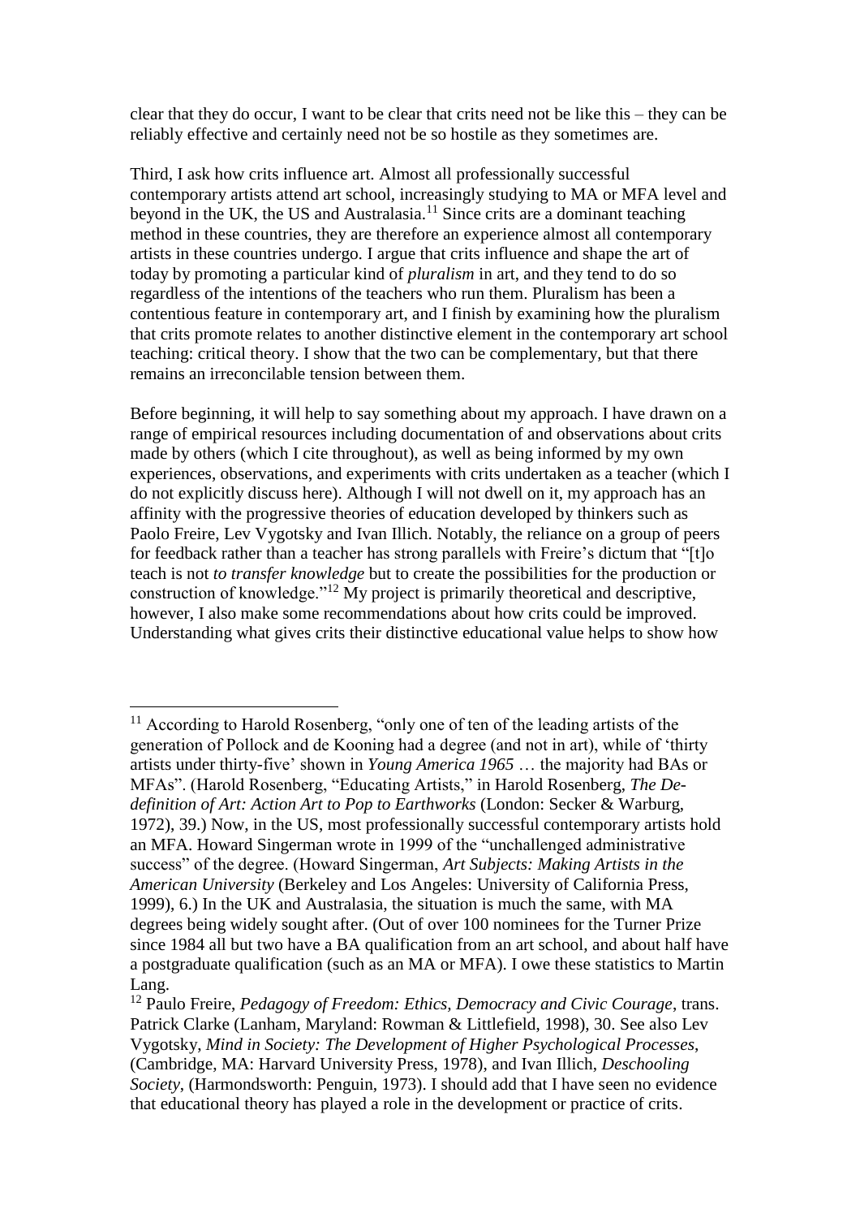clear that they do occur, I want to be clear that crits need not be like this – they can be reliably effective and certainly need not be so hostile as they sometimes are.

Third, I ask how crits influence art. Almost all professionally successful contemporary artists attend art school, increasingly studying to MA or MFA level and beyond in the UK, the US and Australasia.[11] Since crits are a dominant teaching method in these countries, they are therefore an experience almost all contemporary artists in these countries undergo. I argue that crits influence and shape the art of today by promoting a particular kind of *pluralism* in art, and they tend to do so regardless of the intentions of the teachers who run them. Pluralism has been a contentious feature in contemporary art, and I finish by examining how the pluralism that crits promote relates to another distinctive element in the contemporary art school teaching: critical theory. I show that the two can be complementary, but that there remains an irreconcilable tension between them.

Before beginning, it will help to say something about my approach. I have drawn on a range of empirical resources including documentation of and observations about crits made by others (which I cite throughout), as well as being informed by my own experiences, observations, and experiments with crits undertaken as a teacher (which I do not explicitly discuss here). Although I will not dwell on it, my approach has an affinity with the progressive theories of education developed by thinkers such as Paolo Freire, Lev Vygotsky and Ivan Illich. Notably, the reliance on a group of peers for feedback rather than a teacher has strong parallels with Freire's dictum that "[t]o teach is not *to transfer knowledge* but to create the possibilities for the production or construction of knowledge."[12] My project is primarily theoretical and descriptive, however, I also make some recommendations about how crits could be improved. Understanding what gives crits their distinctive educational value helps to show how

---

[11] According to Harold Rosenberg, "only one of ten of the leading artists of the generation of Pollock and de Kooning had a degree (and not in art), while of 'thirty artists under thirty-five' shown in *Young America 1965* … the majority had BAs or MFAs". (Harold Rosenberg, "Educating Artists," in Harold Rosenberg, *The De-definition of Art: Action Art to Pop to Earthworks* (London: Secker & Warburg, 1972), 39.) Now, in the US, most professionally successful contemporary artists hold an MFA. Howard Singerman wrote in 1999 of the "unchallenged administrative success" of the degree. (Howard Singerman, *Art Subjects: Making Artists in the American University* (Berkeley and Los Angeles: University of California Press, 1999), 6.) In the UK and Australasia, the situation is much the same, with MA degrees being widely sought after. (Out of over 100 nominees for the Turner Prize since 1984 all but two have a BA qualification from an art school, and about half have a postgraduate qualification (such as an MA or MFA). I owe these statistics to Martin Lang.

[12] Paulo Freire, *Pedagogy of Freedom: Ethics, Democracy and Civic Courage*, trans. Patrick Clarke (Lanham, Maryland: Rowman & Littlefield, 1998), 30. See also Lev Vygotsky, *Mind in Society: The Development of Higher Psychological Processes*, (Cambridge, MA: Harvard University Press, 1978), and Ivan Illich, *Deschooling Society*, (Harmondsworth: Penguin, 1973). I should add that I have seen no evidence that educational theory has played a role in the development or practice of crits.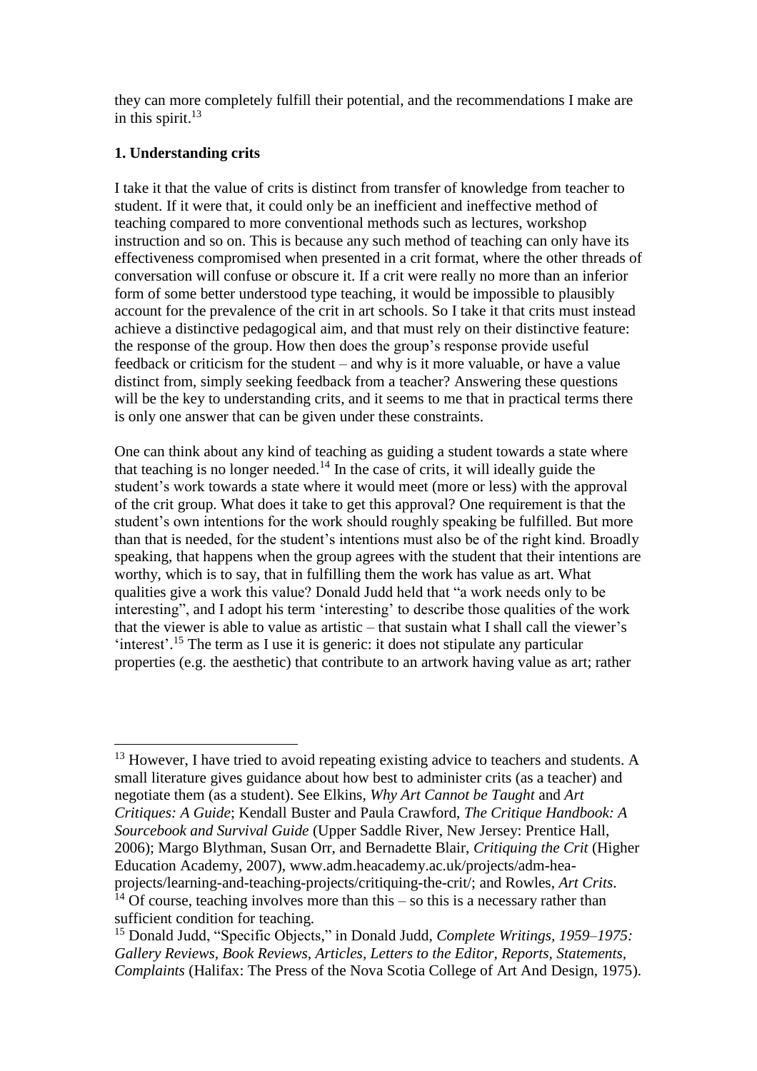they can more completely fulfill their potential, and the recommendations I make are in this spirit.[13]

**1. Understanding crits**

I take it that the value of crits is distinct from transfer of knowledge from teacher to student. If it were that, it could only be an inefficient and ineffective method of teaching compared to more conventional methods such as lectures, workshop instruction and so on. This is because any such method of teaching can only have its effectiveness compromised when presented in a crit format, where the other threads of conversation will confuse or obscure it. If a crit were really no more than an inferior form of some better understood type teaching, it would be impossible to plausibly account for the prevalence of the crit in art schools. So I take it that crits must instead achieve a distinctive pedagogical aim, and that must rely on their distinctive feature: the response of the group. How then does the group's response provide useful feedback or criticism for the student – and why is it more valuable, or have a value distinct from, simply seeking feedback from a teacher? Answering these questions will be the key to understanding crits, and it seems to me that in practical terms there is only one answer that can be given under these constraints.

One can think about any kind of teaching as guiding a student towards a state where that teaching is no longer needed.[14] In the case of crits, it will ideally guide the student's work towards a state where it would meet (more or less) with the approval of the crit group. What does it take to get this approval? One requirement is that the student's own intentions for the work should roughly speaking be fulfilled. But more than that is needed, for the student's intentions must also be of the right kind. Broadly speaking, that happens when the group agrees with the student that their intentions are worthy, which is to say, that in fulfilling them the work has value as art. What qualities give a work this value? Donald Judd held that "a work needs only to be interesting", and I adopt his term 'interesting' to describe those qualities of the work that the viewer is able to value as artistic – that sustain what I shall call the viewer's 'interest'.[15] The term as I use it is generic: it does not stipulate any particular properties (e.g. the aesthetic) that contribute to an artwork having value as art; rather

---

[13] However, I have tried to avoid repeating existing advice to teachers and students. A small literature gives guidance about how best to administer crits (as a teacher) and negotiate them (as a student). See Elkins, *Why Art Cannot be Taught* and *Art Critiques: A Guide*; Kendall Buster and Paula Crawford, *The Critique Handbook: A Sourcebook and Survival Guide* (Upper Saddle River, New Jersey: Prentice Hall, 2006); Margo Blythman, Susan Orr, and Bernadette Blair, *Critiquing the Crit* (Higher Education Academy, 2007), www.adm.heacademy.ac.uk/projects/adm-hea-projects/learning-and-teaching-projects/critiquing-the-crit/; and Rowles, *Art Crits*.

[14] Of course, teaching involves more than this – so this is a necessary rather than sufficient condition for teaching.

[15] Donald Judd, "Specific Objects," in Donald Judd, *Complete Writings, 1959–1975: Gallery Reviews, Book Reviews, Articles, Letters to the Editor, Reports, Statements, Complaints* (Halifax: The Press of the Nova Scotia College of Art And Design, 1975).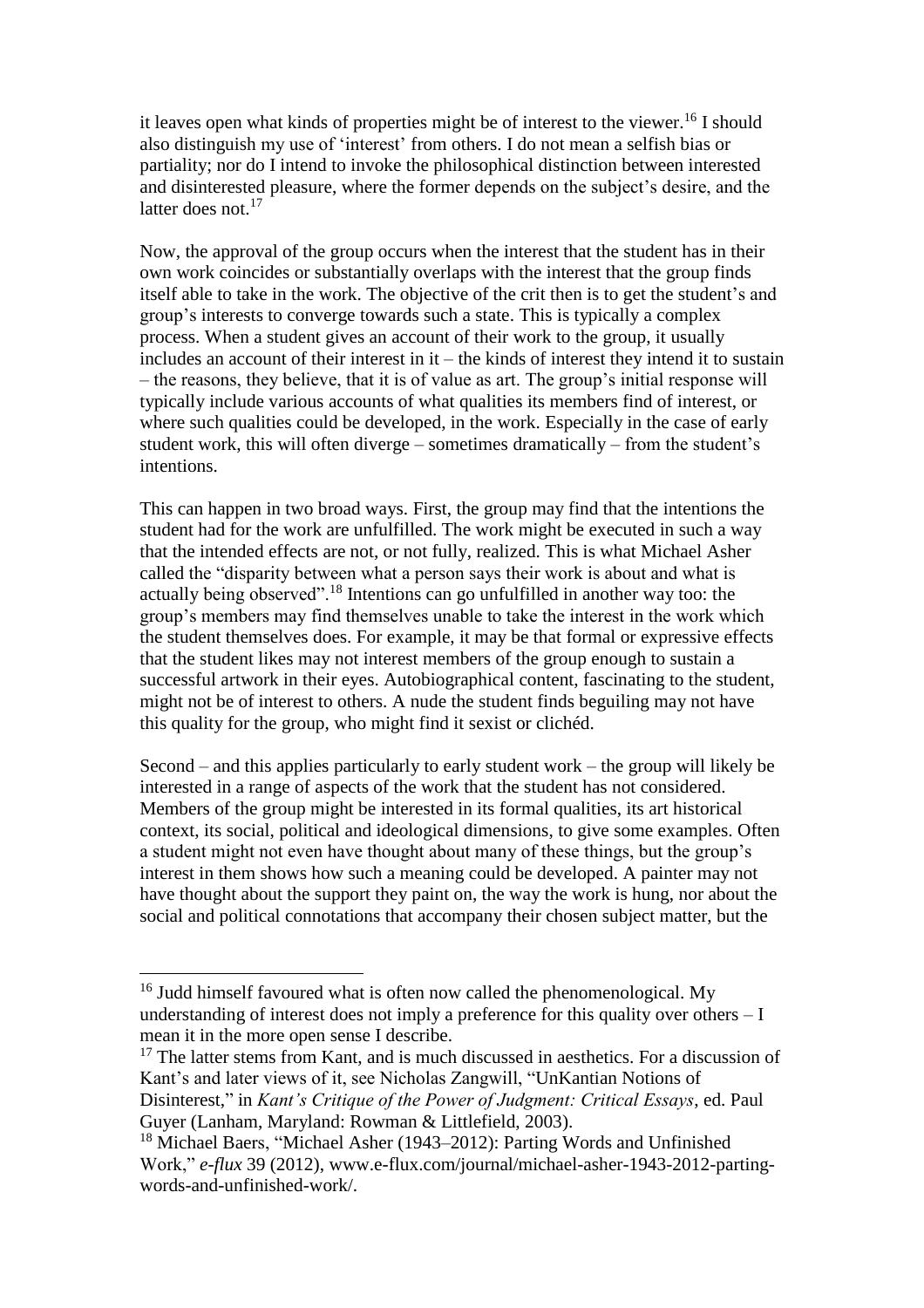it leaves open what kinds of properties might be of interest to the viewer.[16] I should also distinguish my use of 'interest' from others. I do not mean a selfish bias or partiality; nor do I intend to invoke the philosophical distinction between interested and disinterested pleasure, where the former depends on the subject's desire, and the latter does not.[17]

Now, the approval of the group occurs when the interest that the student has in their own work coincides or substantially overlaps with the interest that the group finds itself able to take in the work. The objective of the crit then is to get the student's and group's interests to converge towards such a state. This is typically a complex process. When a student gives an account of their work to the group, it usually includes an account of their interest in it – the kinds of interest they intend it to sustain – the reasons, they believe, that it is of value as art. The group's initial response will typically include various accounts of what qualities its members find of interest, or where such qualities could be developed, in the work. Especially in the case of early student work, this will often diverge – sometimes dramatically – from the student's intentions.

This can happen in two broad ways. First, the group may find that the intentions the student had for the work are unfulfilled. The work might be executed in such a way that the intended effects are not, or not fully, realized. This is what Michael Asher called the "disparity between what a person says their work is about and what is actually being observed".[18] Intentions can go unfulfilled in another way too: the group's members may find themselves unable to take the interest in the work which the student themselves does. For example, it may be that formal or expressive effects that the student likes may not interest members of the group enough to sustain a successful artwork in their eyes. Autobiographical content, fascinating to the student, might not be of interest to others. A nude the student finds beguiling may not have this quality for the group, who might find it sexist or clichéd.

Second – and this applies particularly to early student work – the group will likely be interested in a range of aspects of the work that the student has not considered. Members of the group might be interested in its formal qualities, its art historical context, its social, political and ideological dimensions, to give some examples. Often a student might not even have thought about many of these things, but the group's interest in them shows how such a meaning could be developed. A painter may not have thought about the support they paint on, the way the work is hung, nor about the social and political connotations that accompany their chosen subject matter, but the

---

[16] Judd himself favoured what is often now called the phenomenological. My understanding of interest does not imply a preference for this quality over others – I mean it in the more open sense I describe.

[17] The latter stems from Kant, and is much discussed in aesthetics. For a discussion of Kant's and later views of it, see Nicholas Zangwill, "UnKantian Notions of Disinterest," in *Kant's Critique of the Power of Judgment: Critical Essays*, ed. Paul Guyer (Lanham, Maryland: Rowman & Littlefield, 2003).

[18] Michael Baers, "Michael Asher (1943–2012): Parting Words and Unfinished Work," *e-flux* 39 (2012), www.e-flux.com/journal/michael-asher-1943-2012-parting-words-and-unfinished-work/.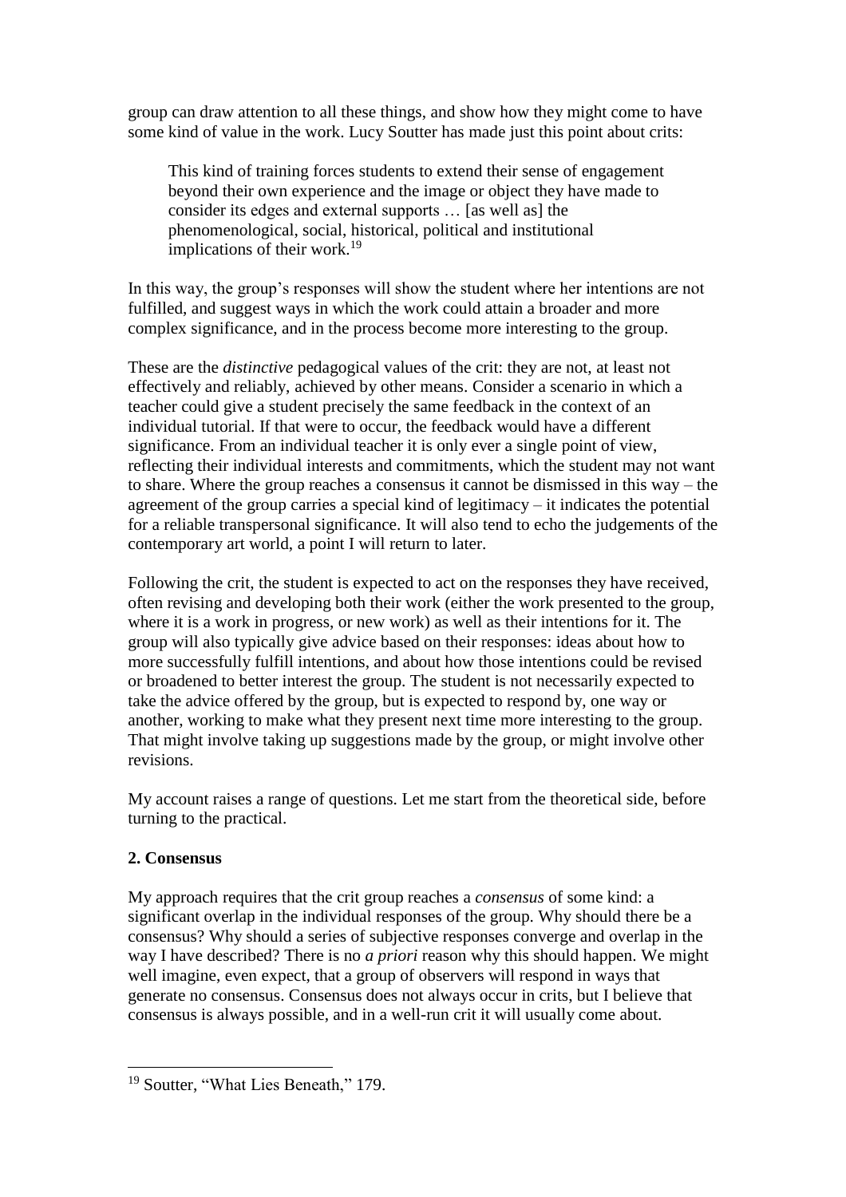group can draw attention to all these things, and show how they might come to have some kind of value in the work. Lucy Soutter has made just this point about crits:

> This kind of training forces students to extend their sense of engagement beyond their own experience and the image or object they have made to consider its edges and external supports … [as well as] the phenomenological, social, historical, political and institutional implications of their work.[19]

In this way, the group's responses will show the student where her intentions are not fulfilled, and suggest ways in which the work could attain a broader and more complex significance, and in the process become more interesting to the group.

These are the *distinctive* pedagogical values of the crit: they are not, at least not effectively and reliably, achieved by other means. Consider a scenario in which a teacher could give a student precisely the same feedback in the context of an individual tutorial. If that were to occur, the feedback would have a different significance. From an individual teacher it is only ever a single point of view, reflecting their individual interests and commitments, which the student may not want to share. Where the group reaches a consensus it cannot be dismissed in this way – the agreement of the group carries a special kind of legitimacy – it indicates the potential for a reliable transpersonal significance. It will also tend to echo the judgements of the contemporary art world, a point I will return to later.

Following the crit, the student is expected to act on the responses they have received, often revising and developing both their work (either the work presented to the group, where it is a work in progress, or new work) as well as their intentions for it. The group will also typically give advice based on their responses: ideas about how to more successfully fulfill intentions, and about how those intentions could be revised or broadened to better interest the group. The student is not necessarily expected to take the advice offered by the group, but is expected to respond by, one way or another, working to make what they present next time more interesting to the group. That might involve taking up suggestions made by the group, or might involve other revisions.

My account raises a range of questions. Let me start from the theoretical side, before turning to the practical.

## 2. Consensus

My approach requires that the crit group reaches a *consensus* of some kind: a significant overlap in the individual responses of the group. Why should there be a consensus? Why should a series of subjective responses converge and overlap in the way I have described? There is no *a priori* reason why this should happen. We might well imagine, even expect, that a group of observers will respond in ways that generate no consensus. Consensus does not always occur in crits, but I believe that consensus is always possible, and in a well-run crit it will usually come about.

---

[19] Soutter, "What Lies Beneath," 179.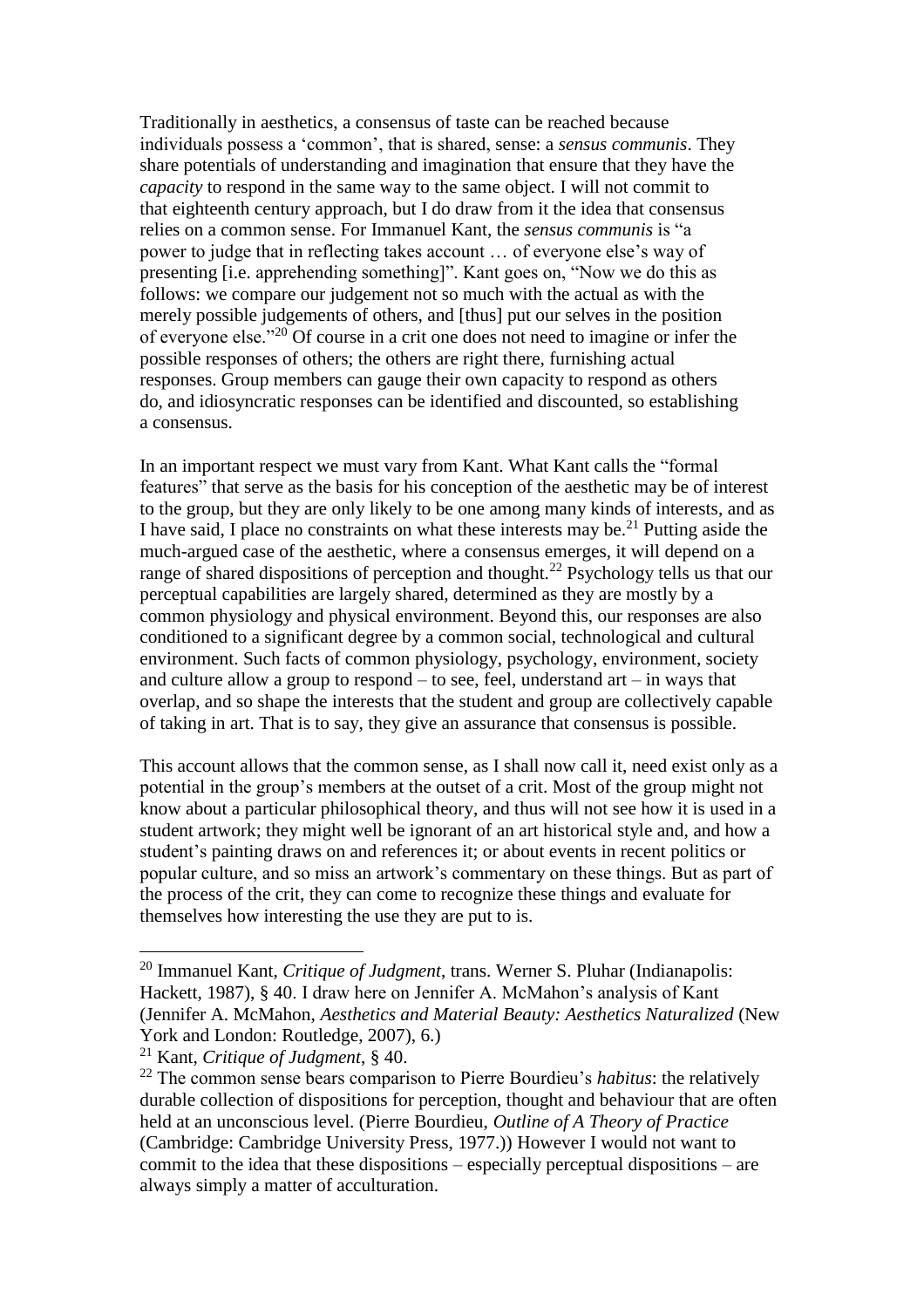Traditionally in aesthetics, a consensus of taste can be reached because individuals possess a 'common', that is shared, sense: a *sensus communis*. They share potentials of understanding and imagination that ensure that they have the *capacity* to respond in the same way to the same object. I will not commit to that eighteenth century approach, but I do draw from it the idea that consensus relies on a common sense. For Immanuel Kant, the *sensus communis* is "a power to judge that in reflecting takes account … of everyone else's way of presenting [i.e. apprehending something]". Kant goes on, "Now we do this as follows: we compare our judgement not so much with the actual as with the merely possible judgements of others, and [thus] put our selves in the position of everyone else."[20] Of course in a crit one does not need to imagine or infer the possible responses of others; the others are right there, furnishing actual responses. Group members can gauge their own capacity to respond as others do, and idiosyncratic responses can be identified and discounted, so establishing a consensus.

In an important respect we must vary from Kant. What Kant calls the "formal features" that serve as the basis for his conception of the aesthetic may be of interest to the group, but they are only likely to be one among many kinds of interests, and as I have said, I place no constraints on what these interests may be.[21] Putting aside the much-argued case of the aesthetic, where a consensus emerges, it will depend on a range of shared dispositions of perception and thought.[22] Psychology tells us that our perceptual capabilities are largely shared, determined as they are mostly by a common physiology and physical environment. Beyond this, our responses are also conditioned to a significant degree by a common social, technological and cultural environment. Such facts of common physiology, psychology, environment, society and culture allow a group to respond – to see, feel, understand art – in ways that overlap, and so shape the interests that the student and group are collectively capable of taking in art. That is to say, they give an assurance that consensus is possible.

This account allows that the common sense, as I shall now call it, need exist only as a potential in the group's members at the outset of a crit. Most of the group might not know about a particular philosophical theory, and thus will not see how it is used in a student artwork; they might well be ignorant of an art historical style and, and how a student's painting draws on and references it; or about events in recent politics or popular culture, and so miss an artwork's commentary on these things. But as part of the process of the crit, they can come to recognize these things and evaluate for themselves how interesting the use they are put to is.

---

[20] Immanuel Kant, *Critique of Judgment*, trans. Werner S. Pluhar (Indianapolis: Hackett, 1987), § 40. I draw here on Jennifer A. McMahon's analysis of Kant (Jennifer A. McMahon, *Aesthetics and Material Beauty: Aesthetics Naturalized* (New York and London: Routledge, 2007), 6.)

[21] Kant, *Critique of Judgment*, § 40.

[22] The common sense bears comparison to Pierre Bourdieu's *habitus*: the relatively durable collection of dispositions for perception, thought and behaviour that are often held at an unconscious level. (Pierre Bourdieu, *Outline of A Theory of Practice* (Cambridge: Cambridge University Press, 1977.)) However I would not want to commit to the idea that these dispositions – especially perceptual dispositions – are always simply a matter of acculturation.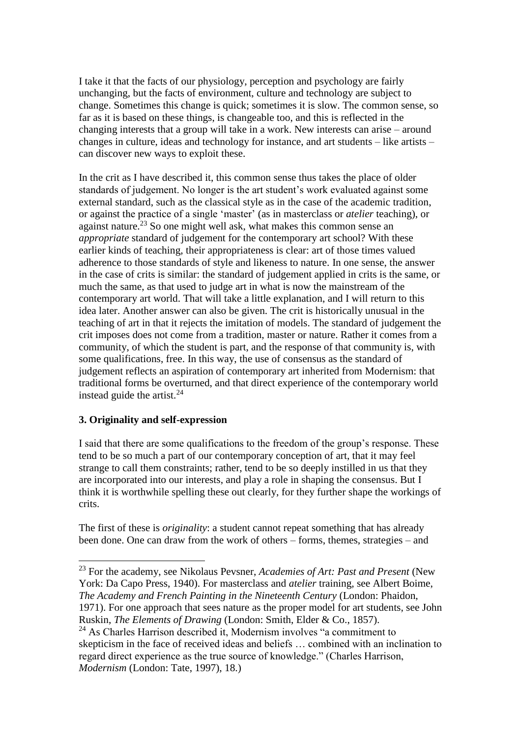I take it that the facts of our physiology, perception and psychology are fairly unchanging, but the facts of environment, culture and technology are subject to change. Sometimes this change is quick; sometimes it is slow. The common sense, so far as it is based on these things, is changeable too, and this is reflected in the changing interests that a group will take in a work. New interests can arise – around changes in culture, ideas and technology for instance, and art students – like artists – can discover new ways to exploit these.

In the crit as I have described it, this common sense thus takes the place of older standards of judgement. No longer is the art student's work evaluated against some external standard, such as the classical style as in the case of the academic tradition, or against the practice of a single 'master' (as in masterclass or *atelier* teaching), or against nature.[23] So one might well ask, what makes this common sense an *appropriate* standard of judgement for the contemporary art school? With these earlier kinds of teaching, their appropriateness is clear: art of those times valued adherence to those standards of style and likeness to nature. In one sense, the answer in the case of crits is similar: the standard of judgement applied in crits is the same, or much the same, as that used to judge art in what is now the mainstream of the contemporary art world. That will take a little explanation, and I will return to this idea later. Another answer can also be given. The crit is historically unusual in the teaching of art in that it rejects the imitation of models. The standard of judgement the crit imposes does not come from a tradition, master or nature. Rather it comes from a community, of which the student is part, and the response of that community is, with some qualifications, free. In this way, the use of consensus as the standard of judgement reflects an aspiration of contemporary art inherited from Modernism: that traditional forms be overturned, and that direct experience of the contemporary world instead guide the artist.[24]

### 3. Originality and self-expression

I said that there are some qualifications to the freedom of the group's response. These tend to be so much a part of our contemporary conception of art, that it may feel strange to call them constraints; rather, tend to be so deeply instilled in us that they are incorporated into our interests, and play a role in shaping the consensus. But I think it is worthwhile spelling these out clearly, for they further shape the workings of crits.

The first of these is *originality*: a student cannot repeat something that has already been done. One can draw from the work of others – forms, themes, strategies – and

---

[23] For the academy, see Nikolaus Pevsner, *Academies of Art: Past and Present* (New York: Da Capo Press, 1940). For masterclass and *atelier* training, see Albert Boime, *The Academy and French Painting in the Nineteenth Century* (London: Phaidon, 1971). For one approach that sees nature as the proper model for art students, see John Ruskin, *The Elements of Drawing* (London: Smith, Elder & Co., 1857).

[24] As Charles Harrison described it, Modernism involves "a commitment to skepticism in the face of received ideas and beliefs … combined with an inclination to regard direct experience as the true source of knowledge." (Charles Harrison, *Modernism* (London: Tate, 1997), 18.)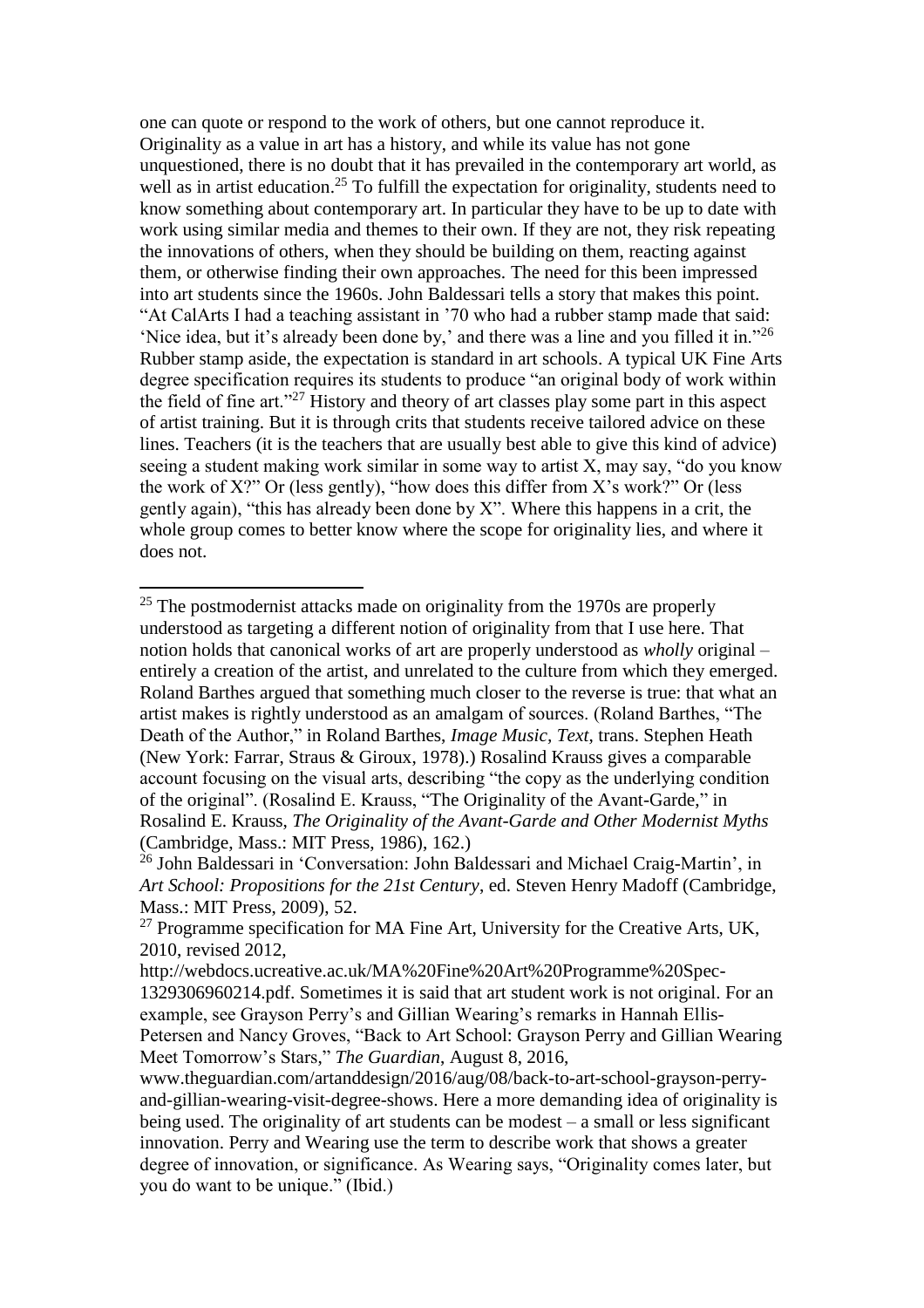one can quote or respond to the work of others, but one cannot reproduce it. Originality as a value in art has a history, and while its value has not gone unquestioned, there is no doubt that it has prevailed in the contemporary art world, as well as in artist education.[25] To fulfill the expectation for originality, students need to know something about contemporary art. In particular they have to be up to date with work using similar media and themes to their own. If they are not, they risk repeating the innovations of others, when they should be building on them, reacting against them, or otherwise finding their own approaches. The need for this been impressed into art students since the 1960s. John Baldessari tells a story that makes this point. "At CalArts I had a teaching assistant in '70 who had a rubber stamp made that said: 'Nice idea, but it's already been done by,' and there was a line and you filled it in."[26] Rubber stamp aside, the expectation is standard in art schools. A typical UK Fine Arts degree specification requires its students to produce "an original body of work within the field of fine art."[27] History and theory of art classes play some part in this aspect of artist training. But it is through crits that students receive tailored advice on these lines. Teachers (it is the teachers that are usually best able to give this kind of advice) seeing a student making work similar in some way to artist X, may say, "do you know the work of X?" Or (less gently), "how does this differ from X's work?" Or (less gently again), "this has already been done by X". Where this happens in a crit, the whole group comes to better know where the scope for originality lies, and where it does not.

---

[25] The postmodernist attacks made on originality from the 1970s are properly understood as targeting a different notion of originality from that I use here. That notion holds that canonical works of art are properly understood as *wholly* original – entirely a creation of the artist, and unrelated to the culture from which they emerged. Roland Barthes argued that something much closer to the reverse is true: that what an artist makes is rightly understood as an amalgam of sources. (Roland Barthes, "The Death of the Author," in Roland Barthes, *Image Music, Text*, trans. Stephen Heath (New York: Farrar, Straus & Giroux, 1978).) Rosalind Krauss gives a comparable account focusing on the visual arts, describing "the copy as the underlying condition of the original". (Rosalind E. Krauss, "The Originality of the Avant-Garde," in Rosalind E. Krauss, *The Originality of the Avant-Garde and Other Modernist Myths* (Cambridge, Mass.: MIT Press, 1986), 162.)

[26] John Baldessari in 'Conversation: John Baldessari and Michael Craig-Martin', in *Art School: Propositions for the 21st Century*, ed. Steven Henry Madoff (Cambridge, Mass.: MIT Press, 2009), 52.

[27] Programme specification for MA Fine Art, University for the Creative Arts, UK, 2010, revised 2012, http://webdocs.ucreative.ac.uk/MA%20Fine%20Art%20Programme%20Spec-1329306960214.pdf. Sometimes it is said that art student work is not original. For an example, see Grayson Perry's and Gillian Wearing's remarks in Hannah Ellis-Petersen and Nancy Groves, "Back to Art School: Grayson Perry and Gillian Wearing Meet Tomorrow's Stars," *The Guardian*, August 8, 2016, www.theguardian.com/artanddesign/2016/aug/08/back-to-art-school-grayson-perry-and-gillian-wearing-visit-degree-shows. Here a more demanding idea of originality is being used. The originality of art students can be modest – a small or less significant innovation. Perry and Wearing use the term to describe work that shows a greater degree of innovation, or significance. As Wearing says, "Originality comes later, but you do want to be unique." (Ibid.)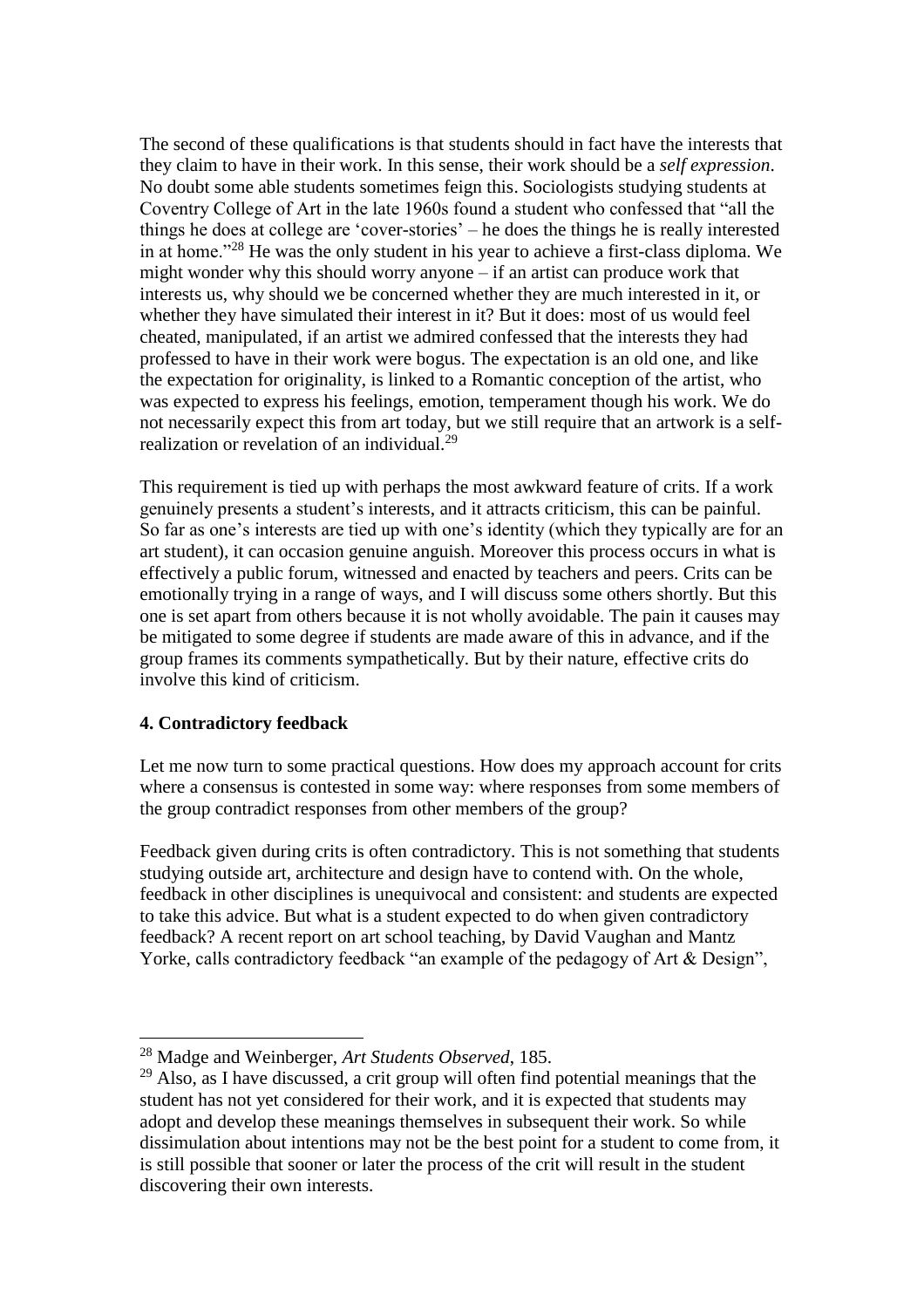The second of these qualifications is that students should in fact have the interests that they claim to have in their work. In this sense, their work should be a *self expression*. No doubt some able students sometimes feign this. Sociologists studying students at Coventry College of Art in the late 1960s found a student who confessed that "all the things he does at college are 'cover-stories' – he does the things he is really interested in at home."[28] He was the only student in his year to achieve a first-class diploma. We might wonder why this should worry anyone – if an artist can produce work that interests us, why should we be concerned whether they are much interested in it, or whether they have simulated their interest in it? But it does: most of us would feel cheated, manipulated, if an artist we admired confessed that the interests they had professed to have in their work were bogus. The expectation is an old one, and like the expectation for originality, is linked to a Romantic conception of the artist, who was expected to express his feelings, emotion, temperament though his work. We do not necessarily expect this from art today, but we still require that an artwork is a self-realization or revelation of an individual.[29]

This requirement is tied up with perhaps the most awkward feature of crits. If a work genuinely presents a student's interests, and it attracts criticism, this can be painful. So far as one's interests are tied up with one's identity (which they typically are for an art student), it can occasion genuine anguish. Moreover this process occurs in what is effectively a public forum, witnessed and enacted by teachers and peers. Crits can be emotionally trying in a range of ways, and I will discuss some others shortly. But this one is set apart from others because it is not wholly avoidable. The pain it causes may be mitigated to some degree if students are made aware of this in advance, and if the group frames its comments sympathetically. But by their nature, effective crits do involve this kind of criticism.

## 4. Contradictory feedback

Let me now turn to some practical questions. How does my approach account for crits where a consensus is contested in some way: where responses from some members of the group contradict responses from other members of the group?

Feedback given during crits is often contradictory. This is not something that students studying outside art, architecture and design have to contend with. On the whole, feedback in other disciplines is unequivocal and consistent: and students are expected to take this advice. But what is a student expected to do when given contradictory feedback? A recent report on art school teaching, by David Vaughan and Mantz Yorke, calls contradictory feedback "an example of the pedagogy of Art & Design",

---

[28] Madge and Weinberger, *Art Students Observed*, 185.

[29] Also, as I have discussed, a crit group will often find potential meanings that the student has not yet considered for their work, and it is expected that students may adopt and develop these meanings themselves in subsequent their work. So while dissimulation about intentions may not be the best point for a student to come from, it is still possible that sooner or later the process of the crit will result in the student discovering their own interests.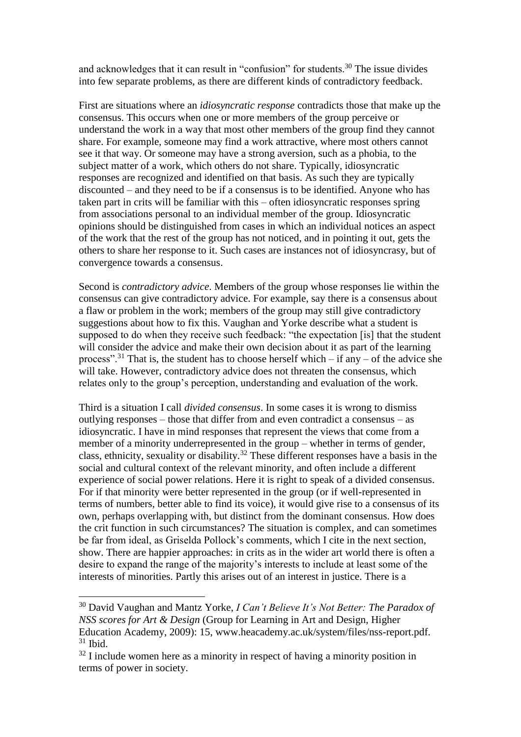and acknowledges that it can result in "confusion" for students.[30] The issue divides into few separate problems, as there are different kinds of contradictory feedback.

First are situations where an *idiosyncratic response* contradicts those that make up the consensus. This occurs when one or more members of the group perceive or understand the work in a way that most other members of the group find they cannot share. For example, someone may find a work attractive, where most others cannot see it that way. Or someone may have a strong aversion, such as a phobia, to the subject matter of a work, which others do not share. Typically, idiosyncratic responses are recognized and identified on that basis. As such they are typically discounted – and they need to be if a consensus is to be identified. Anyone who has taken part in crits will be familiar with this – often idiosyncratic responses spring from associations personal to an individual member of the group. Idiosyncratic opinions should be distinguished from cases in which an individual notices an aspect of the work that the rest of the group has not noticed, and in pointing it out, gets the others to share her response to it. Such cases are instances not of idiosyncrasy, but of convergence towards a consensus.

Second is *contradictory advice*. Members of the group whose responses lie within the consensus can give contradictory advice. For example, say there is a consensus about a flaw or problem in the work; members of the group may still give contradictory suggestions about how to fix this. Vaughan and Yorke describe what a student is supposed to do when they receive such feedback: "the expectation [is] that the student will consider the advice and make their own decision about it as part of the learning process".[31] That is, the student has to choose herself which – if any – of the advice she will take. However, contradictory advice does not threaten the consensus, which relates only to the group's perception, understanding and evaluation of the work.

Third is a situation I call *divided consensus*. In some cases it is wrong to dismiss outlying responses – those that differ from and even contradict a consensus – as idiosyncratic. I have in mind responses that represent the views that come from a member of a minority underrepresented in the group – whether in terms of gender, class, ethnicity, sexuality or disability.[32] These different responses have a basis in the social and cultural context of the relevant minority, and often include a different experience of social power relations. Here it is right to speak of a divided consensus. For if that minority were better represented in the group (or if well-represented in terms of numbers, better able to find its voice), it would give rise to a consensus of its own, perhaps overlapping with, but distinct from the dominant consensus. How does the crit function in such circumstances? The situation is complex, and can sometimes be far from ideal, as Griselda Pollock's comments, which I cite in the next section, show. There are happier approaches: in crits as in the wider art world there is often a desire to expand the range of the majority's interests to include at least some of the interests of minorities. Partly this arises out of an interest in justice. There is a

---

[30] David Vaughan and Mantz Yorke, *I Can't Believe It's Not Better: The Paradox of NSS scores for Art & Design* (Group for Learning in Art and Design, Higher Education Academy, 2009): 15, www.heacademy.ac.uk/system/files/nss-report.pdf.

[31] Ibid.

[32] I include women here as a minority in respect of having a minority position in terms of power in society.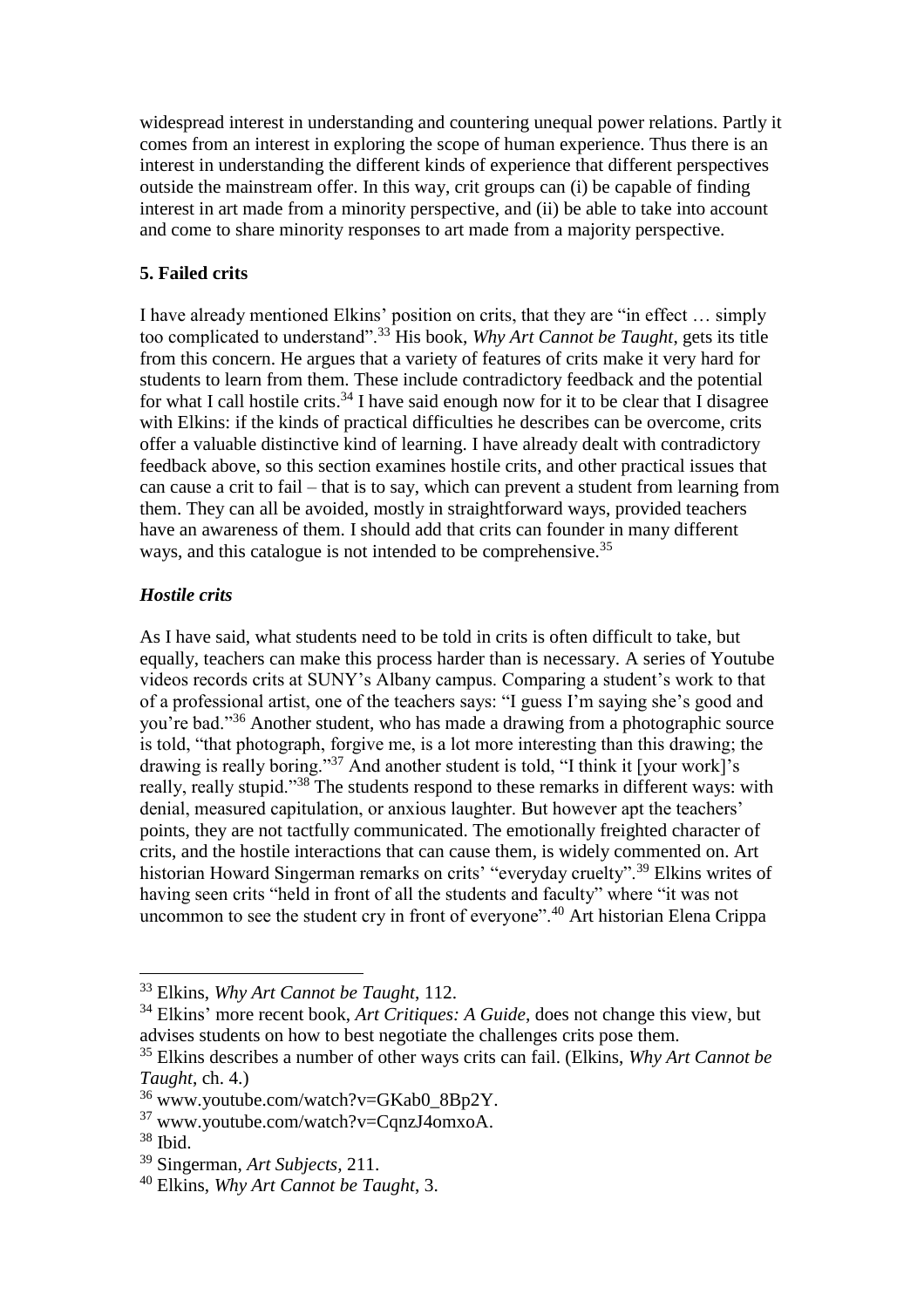widespread interest in understanding and countering unequal power relations. Partly it comes from an interest in exploring the scope of human experience. Thus there is an interest in understanding the different kinds of experience that different perspectives outside the mainstream offer. In this way, crit groups can (i) be capable of finding interest in art made from a minority perspective, and (ii) be able to take into account and come to share minority responses to art made from a majority perspective.

## 5. Failed crits

I have already mentioned Elkins' position on crits, that they are "in effect … simply too complicated to understand".[33] His book, *Why Art Cannot be Taught*, gets its title from this concern. He argues that a variety of features of crits make it very hard for students to learn from them. These include contradictory feedback and the potential for what I call hostile crits.[34] I have said enough now for it to be clear that I disagree with Elkins: if the kinds of practical difficulties he describes can be overcome, crits offer a valuable distinctive kind of learning. I have already dealt with contradictory feedback above, so this section examines hostile crits, and other practical issues that can cause a crit to fail – that is to say, which can prevent a student from learning from them. They can all be avoided, mostly in straightforward ways, provided teachers have an awareness of them. I should add that crits can founder in many different ways, and this catalogue is not intended to be comprehensive.[35]

### *Hostile crits*

As I have said, what students need to be told in crits is often difficult to take, but equally, teachers can make this process harder than is necessary. A series of Youtube videos records crits at SUNY's Albany campus. Comparing a student's work to that of a professional artist, one of the teachers says: "I guess I'm saying she's good and you're bad."[36] Another student, who has made a drawing from a photographic source is told, "that photograph, forgive me, is a lot more interesting than this drawing; the drawing is really boring."[37] And another student is told, "I think it [your work]'s really, really stupid."[38] The students respond to these remarks in different ways: with denial, measured capitulation, or anxious laughter. But however apt the teachers' points, they are not tactfully communicated. The emotionally freighted character of crits, and the hostile interactions that can cause them, is widely commented on. Art historian Howard Singerman remarks on crits' "everyday cruelty".[39] Elkins writes of having seen crits "held in front of all the students and faculty" where "it was not uncommon to see the student cry in front of everyone".[40] Art historian Elena Crippa

---

[33] Elkins, *Why Art Cannot be Taught*, 112.

[34] Elkins' more recent book, *Art Critiques: A Guide*, does not change this view, but advises students on how to best negotiate the challenges crits pose them.

[35] Elkins describes a number of other ways crits can fail. (Elkins, *Why Art Cannot be Taught*, ch. 4.)

[36] www.youtube.com/watch?v=GKab0_8Bp2Y.

[37] www.youtube.com/watch?v=CqnzJ4omxoA.

[38] Ibid.

[39] Singerman, *Art Subjects*, 211.

[40] Elkins, *Why Art Cannot be Taught*, 3.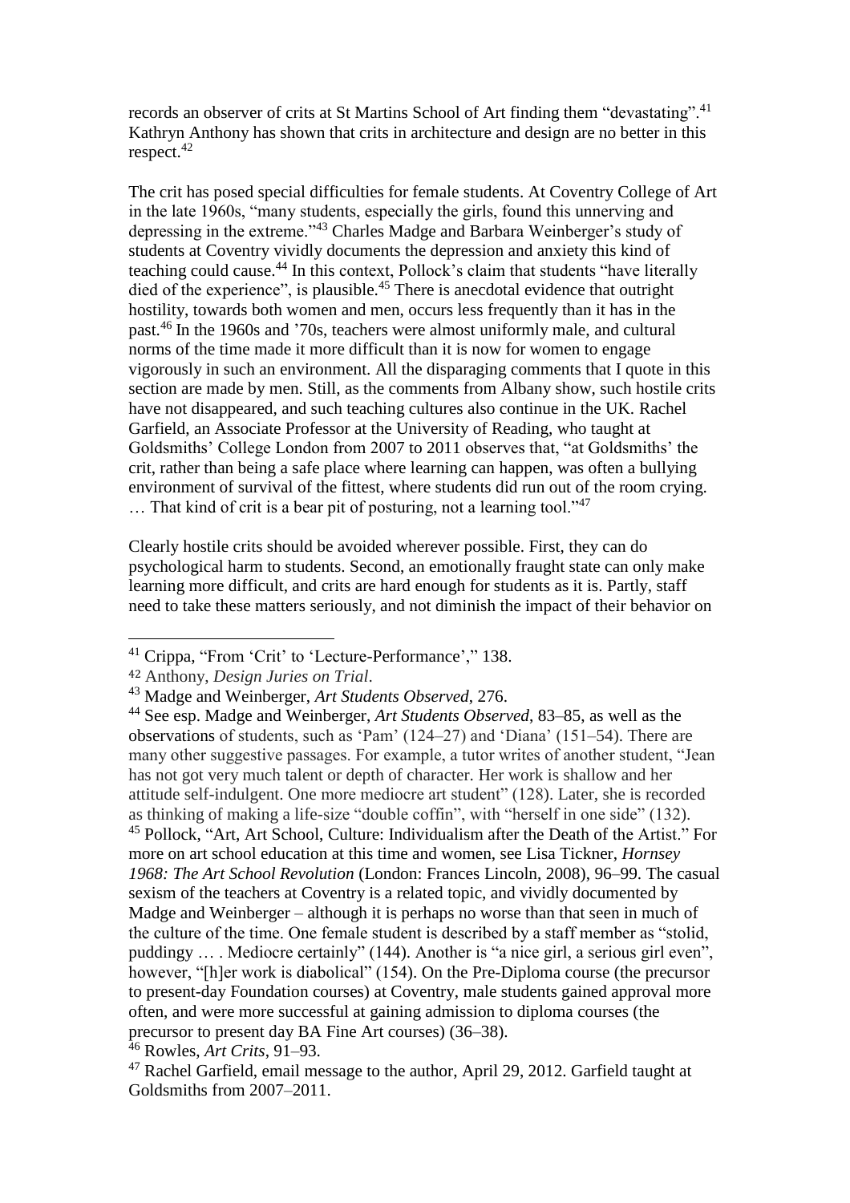records an observer of crits at St Martins School of Art finding them "devastating".[41] Kathryn Anthony has shown that crits in architecture and design are no better in this respect.[42]

The crit has posed special difficulties for female students. At Coventry College of Art in the late 1960s, "many students, especially the girls, found this unnerving and depressing in the extreme."[43] Charles Madge and Barbara Weinberger's study of students at Coventry vividly documents the depression and anxiety this kind of teaching could cause.[44] In this context, Pollock's claim that students "have literally died of the experience", is plausible.[45] There is anecdotal evidence that outright hostility, towards both women and men, occurs less frequently than it has in the past.[46] In the 1960s and '70s, teachers were almost uniformly male, and cultural norms of the time made it more difficult than it is now for women to engage vigorously in such an environment. All the disparaging comments that I quote in this section are made by men. Still, as the comments from Albany show, such hostile crits have not disappeared, and such teaching cultures also continue in the UK. Rachel Garfield, an Associate Professor at the University of Reading, who taught at Goldsmiths' College London from 2007 to 2011 observes that, "at Goldsmiths' the crit, rather than being a safe place where learning can happen, was often a bullying environment of survival of the fittest, where students did run out of the room crying. … That kind of crit is a bear pit of posturing, not a learning tool."[47]

Clearly hostile crits should be avoided wherever possible. First, they can do psychological harm to students. Second, an emotionally fraught state can only make learning more difficult, and crits are hard enough for students as it is. Partly, staff need to take these matters seriously, and not diminish the impact of their behavior on

---

[41] Crippa, "From 'Crit' to 'Lecture-Performance'," 138.

[42] Anthony, *Design Juries on Trial*.

[43] Madge and Weinberger, *Art Students Observed*, 276.

[44] See esp. Madge and Weinberger, *Art Students Observed*, 83–85, as well as the observations of students, such as 'Pam' (124–27) and 'Diana' (151–54). There are many other suggestive passages. For example, a tutor writes of another student, "Jean has not got very much talent or depth of character. Her work is shallow and her attitude self-indulgent. One more mediocre art student" (128). Later, she is recorded as thinking of making a life-size "double coffin", with "herself in one side" (132).

[45] Pollock, "Art, Art School, Culture: Individualism after the Death of the Artist." For more on art school education at this time and women, see Lisa Tickner, *Hornsey 1968: The Art School Revolution* (London: Frances Lincoln, 2008), 96–99. The casual sexism of the teachers at Coventry is a related topic, and vividly documented by Madge and Weinberger – although it is perhaps no worse than that seen in much of the culture of the time. One female student is described by a staff member as "stolid, puddingy … . Mediocre certainly" (144). Another is "a nice girl, a serious girl even", however, "[h]er work is diabolical" (154). On the Pre-Diploma course (the precursor to present-day Foundation courses) at Coventry, male students gained approval more often, and were more successful at gaining admission to diploma courses (the precursor to present day BA Fine Art courses) (36–38).

[46] Rowles, *Art Crits*, 91–93.

[47] Rachel Garfield, email message to the author, April 29, 2012. Garfield taught at Goldsmiths from 2007–2011.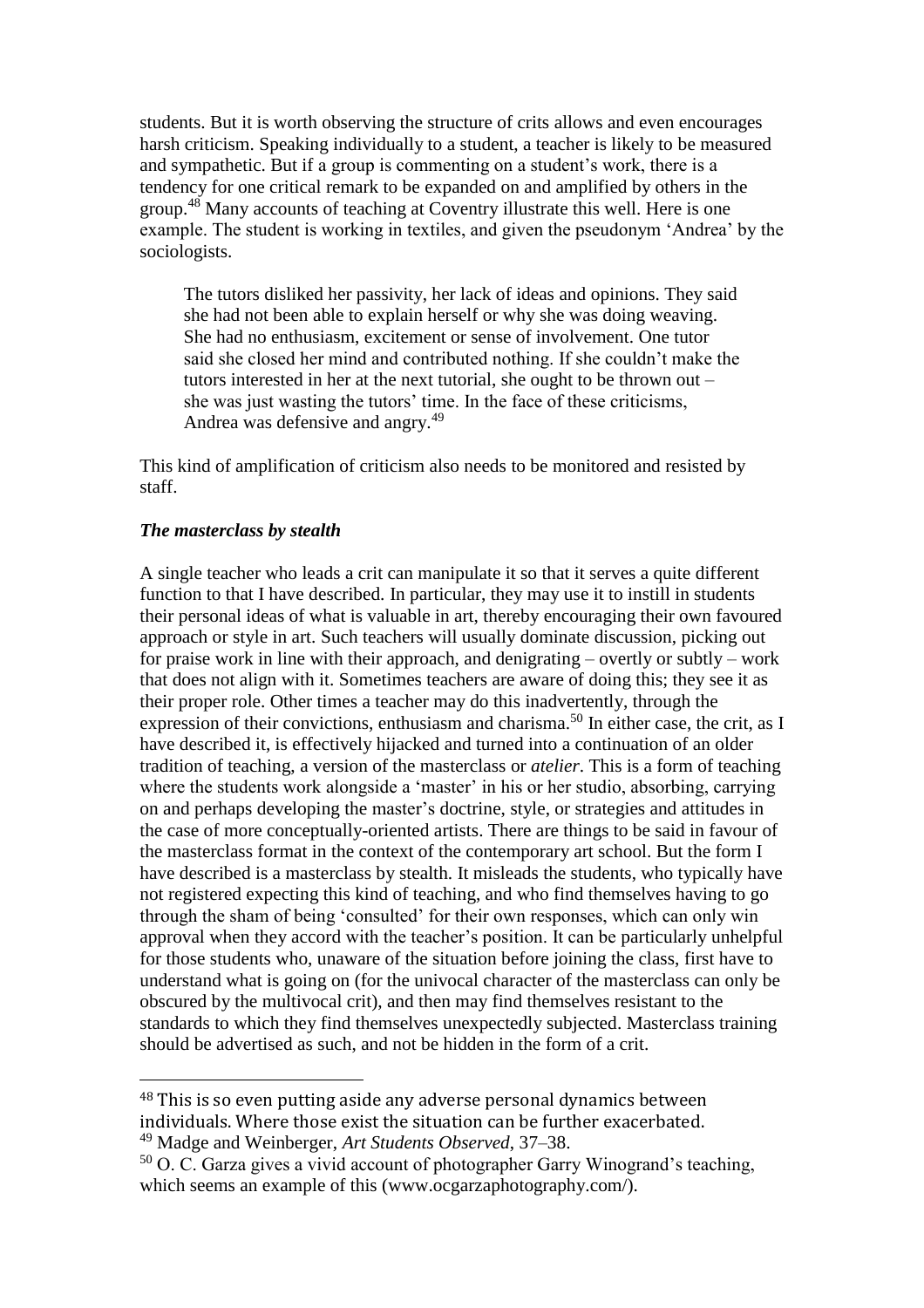students. But it is worth observing the structure of crits allows and even encourages harsh criticism. Speaking individually to a student, a teacher is likely to be measured and sympathetic. But if a group is commenting on a student's work, there is a tendency for one critical remark to be expanded on and amplified by others in the group.[48] Many accounts of teaching at Coventry illustrate this well. Here is one example. The student is working in textiles, and given the pseudonym 'Andrea' by the sociologists.

> The tutors disliked her passivity, her lack of ideas and opinions. They said she had not been able to explain herself or why she was doing weaving. She had no enthusiasm, excitement or sense of involvement. One tutor said she closed her mind and contributed nothing. If she couldn't make the tutors interested in her at the next tutorial, she ought to be thrown out – she was just wasting the tutors' time. In the face of these criticisms, Andrea was defensive and angry.[49]

This kind of amplification of criticism also needs to be monitored and resisted by staff.

### ***The masterclass by stealth***

A single teacher who leads a crit can manipulate it so that it serves a quite different function to that I have described. In particular, they may use it to instill in students their personal ideas of what is valuable in art, thereby encouraging their own favoured approach or style in art. Such teachers will usually dominate discussion, picking out for praise work in line with their approach, and denigrating – overtly or subtly – work that does not align with it. Sometimes teachers are aware of doing this; they see it as their proper role. Other times a teacher may do this inadvertently, through the expression of their convictions, enthusiasm and charisma.[50] In either case, the crit, as I have described it, is effectively hijacked and turned into a continuation of an older tradition of teaching, a version of the masterclass or *atelier*. This is a form of teaching where the students work alongside a 'master' in his or her studio, absorbing, carrying on and perhaps developing the master's doctrine, style, or strategies and attitudes in the case of more conceptually-oriented artists. There are things to be said in favour of the masterclass format in the context of the contemporary art school. But the form I have described is a masterclass by stealth. It misleads the students, who typically have not registered expecting this kind of teaching, and who find themselves having to go through the sham of being 'consulted' for their own responses, which can only win approval when they accord with the teacher's position. It can be particularly unhelpful for those students who, unaware of the situation before joining the class, first have to understand what is going on (for the univocal character of the masterclass can only be obscured by the multivocal crit), and then may find themselves resistant to the standards to which they find themselves unexpectedly subjected. Masterclass training should be advertised as such, and not be hidden in the form of a crit.

---

[48] This is so even putting aside any adverse personal dynamics between individuals. Where those exist the situation can be further exacerbated.

[49] Madge and Weinberger, *Art Students Observed*, 37–38.

[50] O. C. Garza gives a vivid account of photographer Garry Winogrand's teaching, which seems an example of this (www.ocgarzaphotography.com/).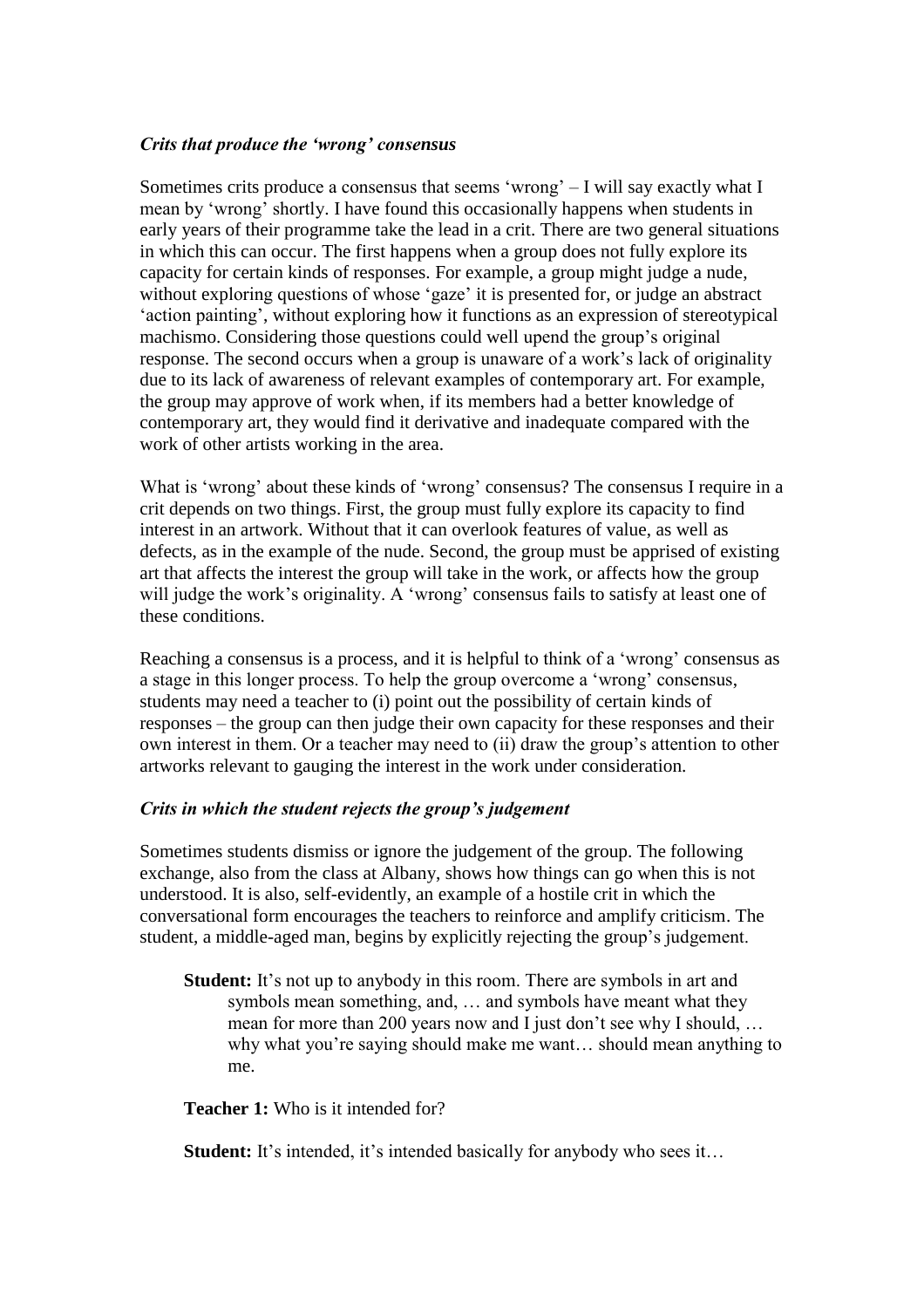### *Crits that produce the 'wrong' consensus*

Sometimes crits produce a consensus that seems 'wrong' – I will say exactly what I mean by 'wrong' shortly. I have found this occasionally happens when students in early years of their programme take the lead in a crit. There are two general situations in which this can occur. The first happens when a group does not fully explore its capacity for certain kinds of responses. For example, a group might judge a nude, without exploring questions of whose 'gaze' it is presented for, or judge an abstract 'action painting', without exploring how it functions as an expression of stereotypical machismo. Considering those questions could well upend the group's original response. The second occurs when a group is unaware of a work's lack of originality due to its lack of awareness of relevant examples of contemporary art. For example, the group may approve of work when, if its members had a better knowledge of contemporary art, they would find it derivative and inadequate compared with the work of other artists working in the area.

What is 'wrong' about these kinds of 'wrong' consensus? The consensus I require in a crit depends on two things. First, the group must fully explore its capacity to find interest in an artwork. Without that it can overlook features of value, as well as defects, as in the example of the nude. Second, the group must be apprised of existing art that affects the interest the group will take in the work, or affects how the group will judge the work's originality. A 'wrong' consensus fails to satisfy at least one of these conditions.

Reaching a consensus is a process, and it is helpful to think of a 'wrong' consensus as a stage in this longer process. To help the group overcome a 'wrong' consensus, students may need a teacher to (i) point out the possibility of certain kinds of responses – the group can then judge their own capacity for these responses and their own interest in them. Or a teacher may need to (ii) draw the group's attention to other artworks relevant to gauging the interest in the work under consideration.

### *Crits in which the student rejects the group's judgement*

Sometimes students dismiss or ignore the judgement of the group. The following exchange, also from the class at Albany, shows how things can go when this is not understood. It is also, self-evidently, an example of a hostile crit in which the conversational form encourages the teachers to reinforce and amplify criticism. The student, a middle-aged man, begins by explicitly rejecting the group's judgement.

> **Student:** It's not up to anybody in this room. There are symbols in art and symbols mean something, and, … and symbols have meant what they mean for more than 200 years now and I just don't see why I should, … why what you're saying should make me want… should mean anything to me.
>
> **Teacher 1:** Who is it intended for?
>
> **Student:** It's intended, it's intended basically for anybody who sees it…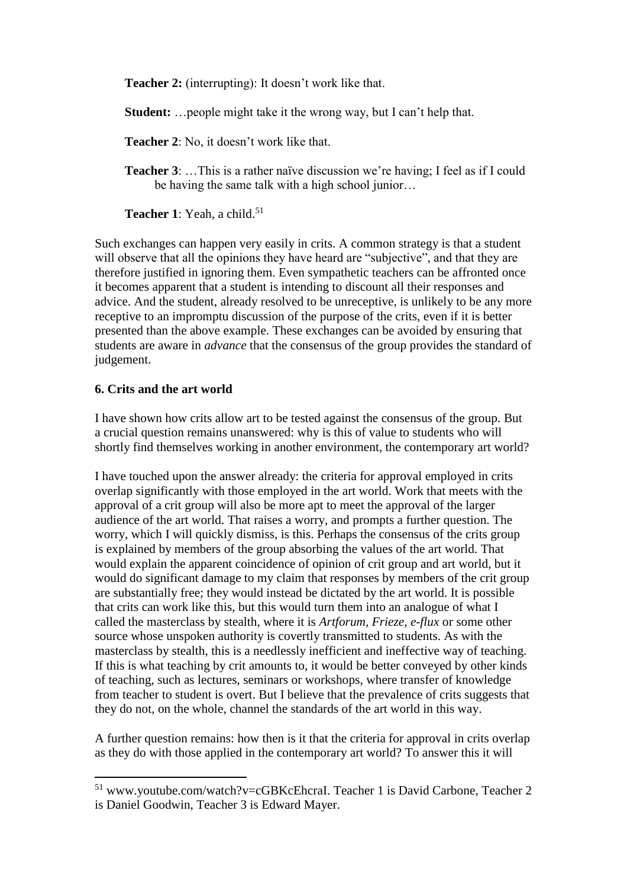**Teacher 2:** (interrupting): It doesn't work like that.

**Student:** …people might take it the wrong way, but I can't help that.

**Teacher 2**: No, it doesn't work like that.

**Teacher 3**: …This is a rather naïve discussion we're having; I feel as if I could be having the same talk with a high school junior…

**Teacher 1**: Yeah, a child.[51]

Such exchanges can happen very easily in crits. A common strategy is that a student will observe that all the opinions they have heard are "subjective", and that they are therefore justified in ignoring them. Even sympathetic teachers can be affronted once it becomes apparent that a student is intending to discount all their responses and advice. And the student, already resolved to be unreceptive, is unlikely to be any more receptive to an impromptu discussion of the purpose of the crits, even if it is better presented than the above example. These exchanges can be avoided by ensuring that students are aware in *advance* that the consensus of the group provides the standard of judgement.

### 6. Crits and the art world

I have shown how crits allow art to be tested against the consensus of the group. But a crucial question remains unanswered: why is this of value to students who will shortly find themselves working in another environment, the contemporary art world?

I have touched upon the answer already: the criteria for approval employed in crits overlap significantly with those employed in the art world. Work that meets with the approval of a crit group will also be more apt to meet the approval of the larger audience of the art world. That raises a worry, and prompts a further question. The worry, which I will quickly dismiss, is this. Perhaps the consensus of the crits group is explained by members of the group absorbing the values of the art world. That would explain the apparent coincidence of opinion of crit group and art world, but it would do significant damage to my claim that responses by members of the crit group are substantially free; they would instead be dictated by the art world. It is possible that crits can work like this, but this would turn them into an analogue of what I called the masterclass by stealth, where it is *Artforum*, *Frieze*, *e-flux* or some other source whose unspoken authority is covertly transmitted to students. As with the masterclass by stealth, this is a needlessly inefficient and ineffective way of teaching. If this is what teaching by crit amounts to, it would be better conveyed by other kinds of teaching, such as lectures, seminars or workshops, where transfer of knowledge from teacher to student is overt. But I believe that the prevalence of crits suggests that they do not, on the whole, channel the standards of the art world in this way.

A further question remains: how then is it that the criteria for approval in crits overlap as they do with those applied in the contemporary art world? To answer this it will

[51] www.youtube.com/watch?v=cGBKcEhcraI. Teacher 1 is David Carbone, Teacher 2 is Daniel Goodwin, Teacher 3 is Edward Mayer.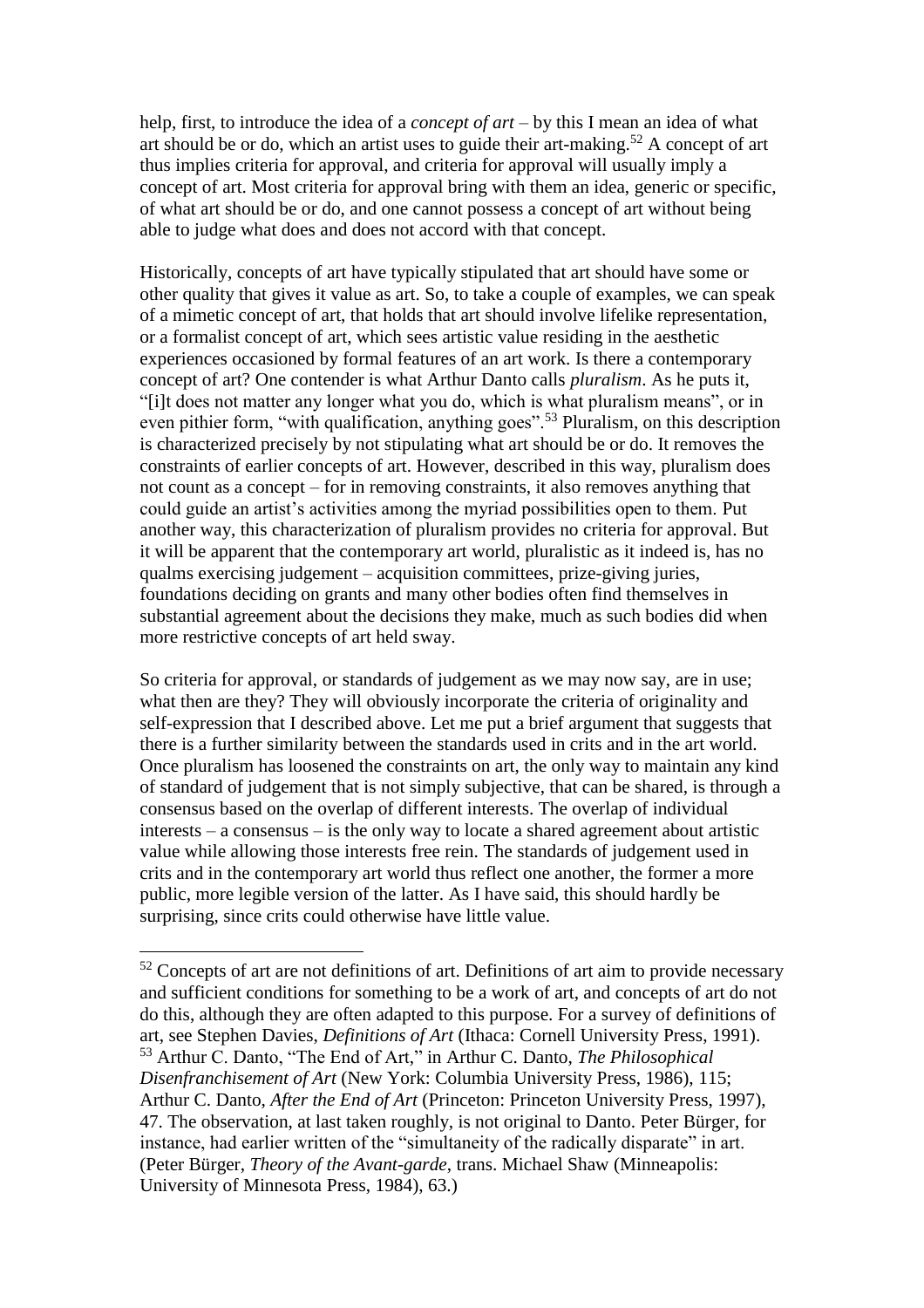help, first, to introduce the idea of a *concept of art* – by this I mean an idea of what art should be or do, which an artist uses to guide their art-making.[52] A concept of art thus implies criteria for approval, and criteria for approval will usually imply a concept of art. Most criteria for approval bring with them an idea, generic or specific, of what art should be or do, and one cannot possess a concept of art without being able to judge what does and does not accord with that concept.

Historically, concepts of art have typically stipulated that art should have some or other quality that gives it value as art. So, to take a couple of examples, we can speak of a mimetic concept of art, that holds that art should involve lifelike representation, or a formalist concept of art, which sees artistic value residing in the aesthetic experiences occasioned by formal features of an art work. Is there a contemporary concept of art? One contender is what Arthur Danto calls *pluralism*. As he puts it, "[i]t does not matter any longer what you do, which is what pluralism means", or in even pithier form, "with qualification, anything goes".[53] Pluralism, on this description is characterized precisely by not stipulating what art should be or do. It removes the constraints of earlier concepts of art. However, described in this way, pluralism does not count as a concept – for in removing constraints, it also removes anything that could guide an artist's activities among the myriad possibilities open to them. Put another way, this characterization of pluralism provides no criteria for approval. But it will be apparent that the contemporary art world, pluralistic as it indeed is, has no qualms exercising judgement – acquisition committees, prize-giving juries, foundations deciding on grants and many other bodies often find themselves in substantial agreement about the decisions they make, much as such bodies did when more restrictive concepts of art held sway.

So criteria for approval, or standards of judgement as we may now say, are in use; what then are they? They will obviously incorporate the criteria of originality and self-expression that I described above. Let me put a brief argument that suggests that there is a further similarity between the standards used in crits and in the art world. Once pluralism has loosened the constraints on art, the only way to maintain any kind of standard of judgement that is not simply subjective, that can be shared, is through a consensus based on the overlap of different interests. The overlap of individual interests – a consensus – is the only way to locate a shared agreement about artistic value while allowing those interests free rein. The standards of judgement used in crits and in the contemporary art world thus reflect one another, the former a more public, more legible version of the latter. As I have said, this should hardly be surprising, since crits could otherwise have little value.

---

[52] Concepts of art are not definitions of art. Definitions of art aim to provide necessary and sufficient conditions for something to be a work of art, and concepts of art do not do this, although they are often adapted to this purpose. For a survey of definitions of art, see Stephen Davies, *Definitions of Art* (Ithaca: Cornell University Press, 1991).

[53] Arthur C. Danto, "The End of Art," in Arthur C. Danto, *The Philosophical Disenfranchisement of Art* (New York: Columbia University Press, 1986), 115; Arthur C. Danto, *After the End of Art* (Princeton: Princeton University Press, 1997), 47. The observation, at last taken roughly, is not original to Danto. Peter Bürger, for instance, had earlier written of the "simultaneity of the radically disparate" in art. (Peter Bürger, *Theory of the Avant-garde*, trans. Michael Shaw (Minneapolis: University of Minnesota Press, 1984), 63.)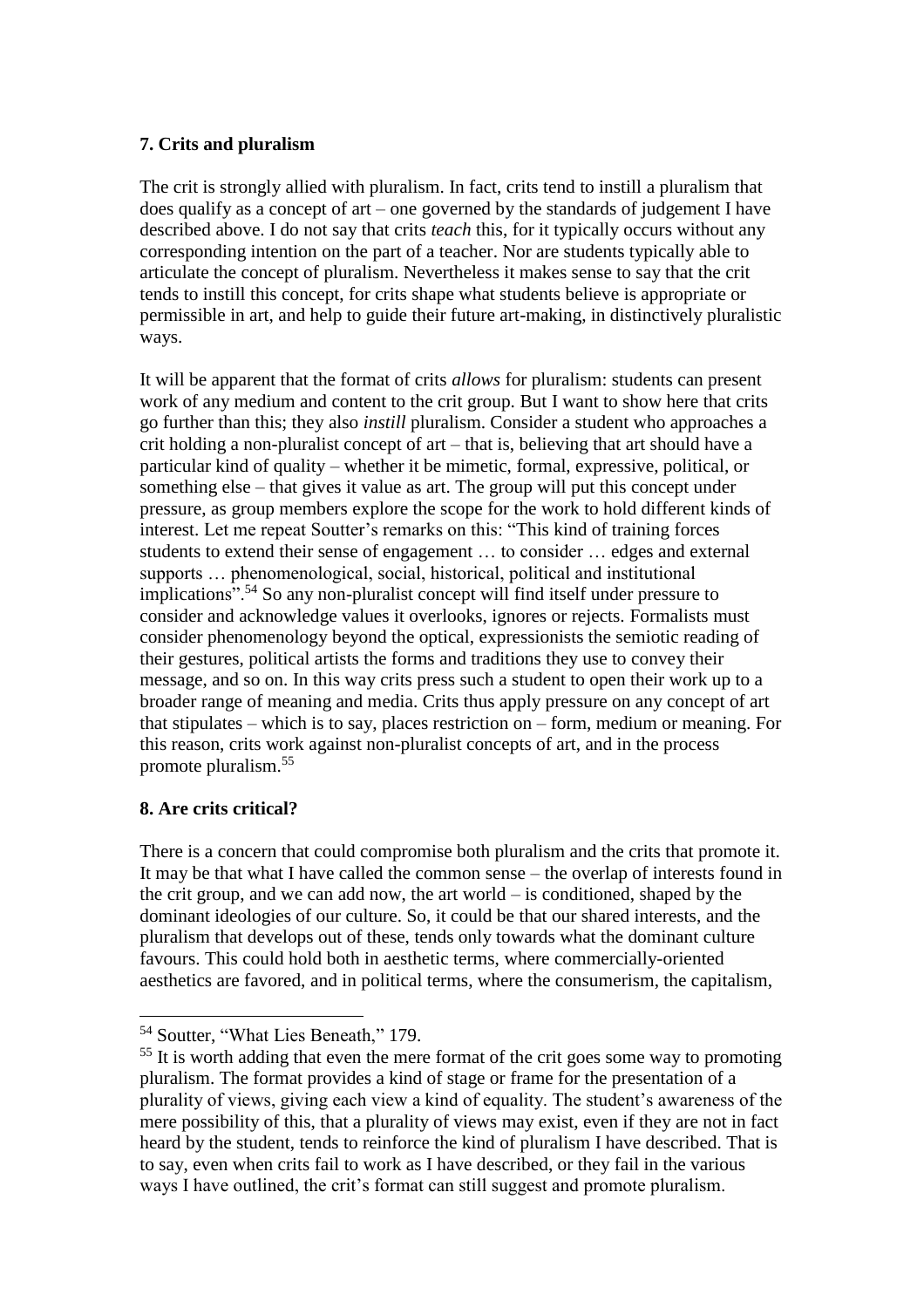## 7. Crits and pluralism

The crit is strongly allied with pluralism. In fact, crits tend to instill a pluralism that does qualify as a concept of art – one governed by the standards of judgement I have described above. I do not say that crits *teach* this, for it typically occurs without any corresponding intention on the part of a teacher. Nor are students typically able to articulate the concept of pluralism. Nevertheless it makes sense to say that the crit tends to instill this concept, for crits shape what students believe is appropriate or permissible in art, and help to guide their future art-making, in distinctively pluralistic ways.

It will be apparent that the format of crits *allows* for pluralism: students can present work of any medium and content to the crit group. But I want to show here that crits go further than this; they also *instill* pluralism. Consider a student who approaches a crit holding a non-pluralist concept of art – that is, believing that art should have a particular kind of quality – whether it be mimetic, formal, expressive, political, or something else – that gives it value as art. The group will put this concept under pressure, as group members explore the scope for the work to hold different kinds of interest. Let me repeat Soutter's remarks on this: "This kind of training forces students to extend their sense of engagement … to consider … edges and external supports … phenomenological, social, historical, political and institutional implications".[54] So any non-pluralist concept will find itself under pressure to consider and acknowledge values it overlooks, ignores or rejects. Formalists must consider phenomenology beyond the optical, expressionists the semiotic reading of their gestures, political artists the forms and traditions they use to convey their message, and so on. In this way crits press such a student to open their work up to a broader range of meaning and media. Crits thus apply pressure on any concept of art that stipulates – which is to say, places restriction on – form, medium or meaning. For this reason, crits work against non-pluralist concepts of art, and in the process promote pluralism.[55]

## 8. Are crits critical?

There is a concern that could compromise both pluralism and the crits that promote it. It may be that what I have called the common sense – the overlap of interests found in the crit group, and we can add now, the art world – is conditioned, shaped by the dominant ideologies of our culture. So, it could be that our shared interests, and the pluralism that develops out of these, tends only towards what the dominant culture favours. This could hold both in aesthetic terms, where commercially-oriented aesthetics are favored, and in political terms, where the consumerism, the capitalism,

---

[54] Soutter, "What Lies Beneath," 179.

[55] It is worth adding that even the mere format of the crit goes some way to promoting pluralism. The format provides a kind of stage or frame for the presentation of a plurality of views, giving each view a kind of equality. The student's awareness of the mere possibility of this, that a plurality of views may exist, even if they are not in fact heard by the student, tends to reinforce the kind of pluralism I have described. That is to say, even when crits fail to work as I have described, or they fail in the various ways I have outlined, the crit's format can still suggest and promote pluralism.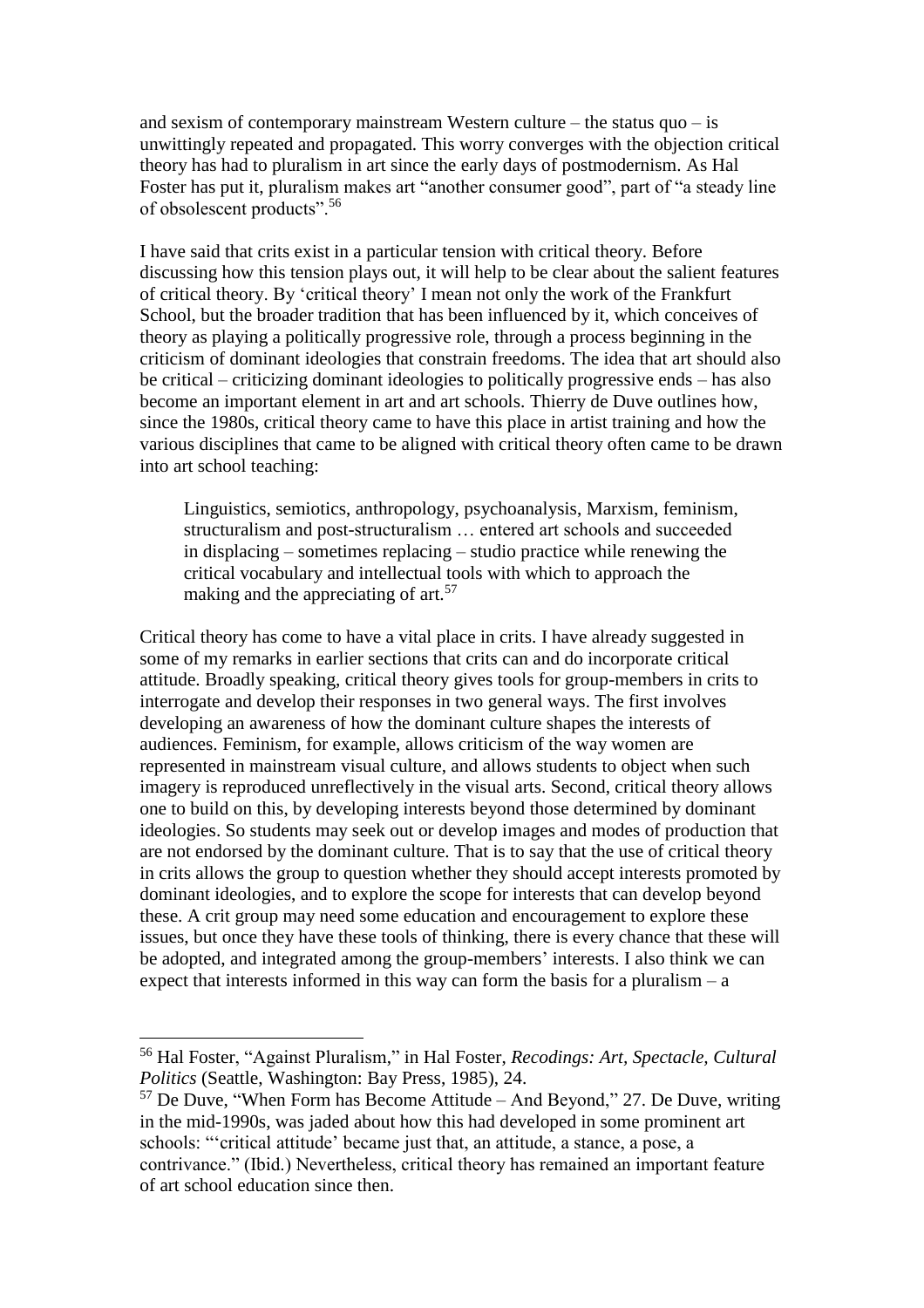and sexism of contemporary mainstream Western culture – the status quo – is unwittingly repeated and propagated. This worry converges with the objection critical theory has had to pluralism in art since the early days of postmodernism. As Hal Foster has put it, pluralism makes art "another consumer good", part of "a steady line of obsolescent products".[56]

I have said that crits exist in a particular tension with critical theory. Before discussing how this tension plays out, it will help to be clear about the salient features of critical theory. By 'critical theory' I mean not only the work of the Frankfurt School, but the broader tradition that has been influenced by it, which conceives of theory as playing a politically progressive role, through a process beginning in the criticism of dominant ideologies that constrain freedoms. The idea that art should also be critical – criticizing dominant ideologies to politically progressive ends – has also become an important element in art and art schools. Thierry de Duve outlines how, since the 1980s, critical theory came to have this place in artist training and how the various disciplines that came to be aligned with critical theory often came to be drawn into art school teaching:

> Linguistics, semiotics, anthropology, psychoanalysis, Marxism, feminism, structuralism and post-structuralism … entered art schools and succeeded in displacing – sometimes replacing – studio practice while renewing the critical vocabulary and intellectual tools with which to approach the making and the appreciating of art.[57]

Critical theory has come to have a vital place in crits. I have already suggested in some of my remarks in earlier sections that crits can and do incorporate critical attitude. Broadly speaking, critical theory gives tools for group-members in crits to interrogate and develop their responses in two general ways. The first involves developing an awareness of how the dominant culture shapes the interests of audiences. Feminism, for example, allows criticism of the way women are represented in mainstream visual culture, and allows students to object when such imagery is reproduced unreflectively in the visual arts. Second, critical theory allows one to build on this, by developing interests beyond those determined by dominant ideologies. So students may seek out or develop images and modes of production that are not endorsed by the dominant culture. That is to say that the use of critical theory in crits allows the group to question whether they should accept interests promoted by dominant ideologies, and to explore the scope for interests that can develop beyond these. A crit group may need some education and encouragement to explore these issues, but once they have these tools of thinking, there is every chance that these will be adopted, and integrated among the group-members' interests. I also think we can expect that interests informed in this way can form the basis for a pluralism – a

---

[56] Hal Foster, "Against Pluralism," in Hal Foster, *Recodings: Art, Spectacle, Cultural Politics* (Seattle, Washington: Bay Press, 1985), 24.

[57] De Duve, "When Form has Become Attitude – And Beyond," 27. De Duve, writing in the mid-1990s, was jaded about how this had developed in some prominent art schools: "'critical attitude' became just that, an attitude, a stance, a pose, a contrivance." (Ibid.) Nevertheless, critical theory has remained an important feature of art school education since then.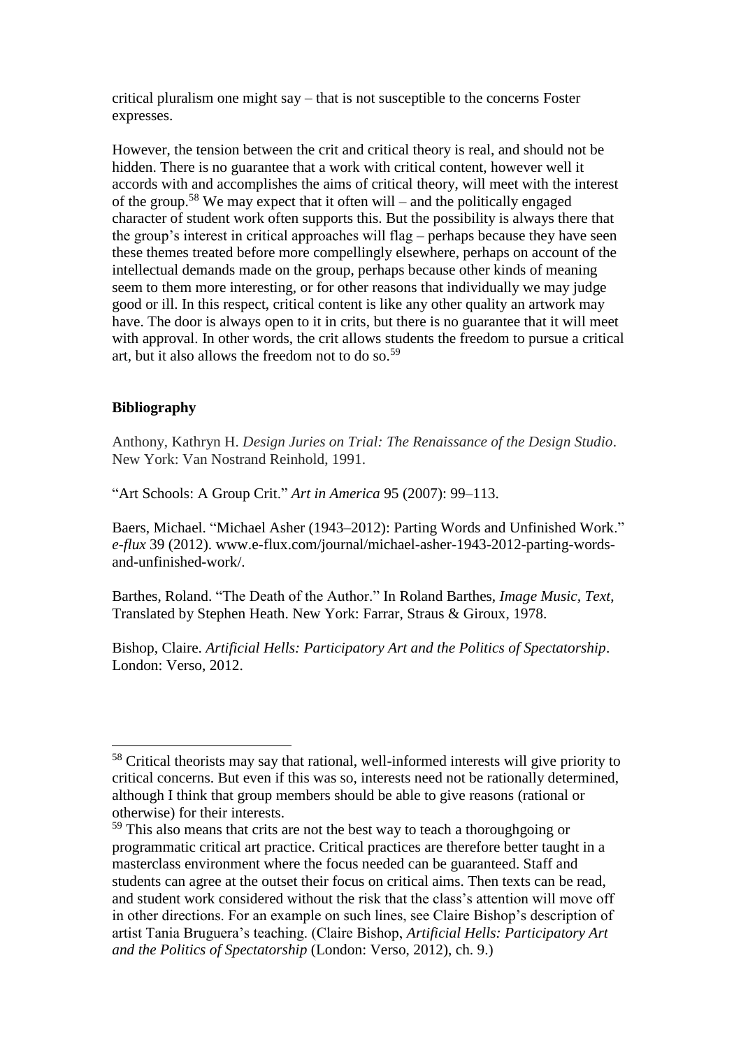critical pluralism one might say – that is not susceptible to the concerns Foster expresses.

However, the tension between the crit and critical theory is real, and should not be hidden. There is no guarantee that a work with critical content, however well it accords with and accomplishes the aims of critical theory, will meet with the interest of the group.[58] We may expect that it often will – and the politically engaged character of student work often supports this. But the possibility is always there that the group's interest in critical approaches will flag – perhaps because they have seen these themes treated before more compellingly elsewhere, perhaps on account of the intellectual demands made on the group, perhaps because other kinds of meaning seem to them more interesting, or for other reasons that individually we may judge good or ill. In this respect, critical content is like any other quality an artwork may have. The door is always open to it in crits, but there is no guarantee that it will meet with approval. In other words, the crit allows students the freedom to pursue a critical art, but it also allows the freedom not to do so.[59]

## Bibliography

Anthony, Kathryn H. *Design Juries on Trial: The Renaissance of the Design Studio*. New York: Van Nostrand Reinhold, 1991.

"Art Schools: A Group Crit." *Art in America* 95 (2007): 99–113.

Baers, Michael. "Michael Asher (1943–2012): Parting Words and Unfinished Work." *e-flux* 39 (2012). www.e-flux.com/journal/michael-asher-1943-2012-parting-words-and-unfinished-work/.

Barthes, Roland. "The Death of the Author." In Roland Barthes, *Image Music, Text,* Translated by Stephen Heath. New York: Farrar, Straus & Giroux, 1978.

Bishop, Claire. *Artificial Hells: Participatory Art and the Politics of Spectatorship*. London: Verso, 2012.

---

[58] Critical theorists may say that rational, well-informed interests will give priority to critical concerns. But even if this was so, interests need not be rationally determined, although I think that group members should be able to give reasons (rational or otherwise) for their interests.

[59] This also means that crits are not the best way to teach a thoroughgoing or programmatic critical art practice. Critical practices are therefore better taught in a masterclass environment where the focus needed can be guaranteed. Staff and students can agree at the outset their focus on critical aims. Then texts can be read, and student work considered without the risk that the class's attention will move off in other directions. For an example on such lines, see Claire Bishop's description of artist Tania Bruguera's teaching. (Claire Bishop, *Artificial Hells: Participatory Art and the Politics of Spectatorship* (London: Verso, 2012), ch. 9.)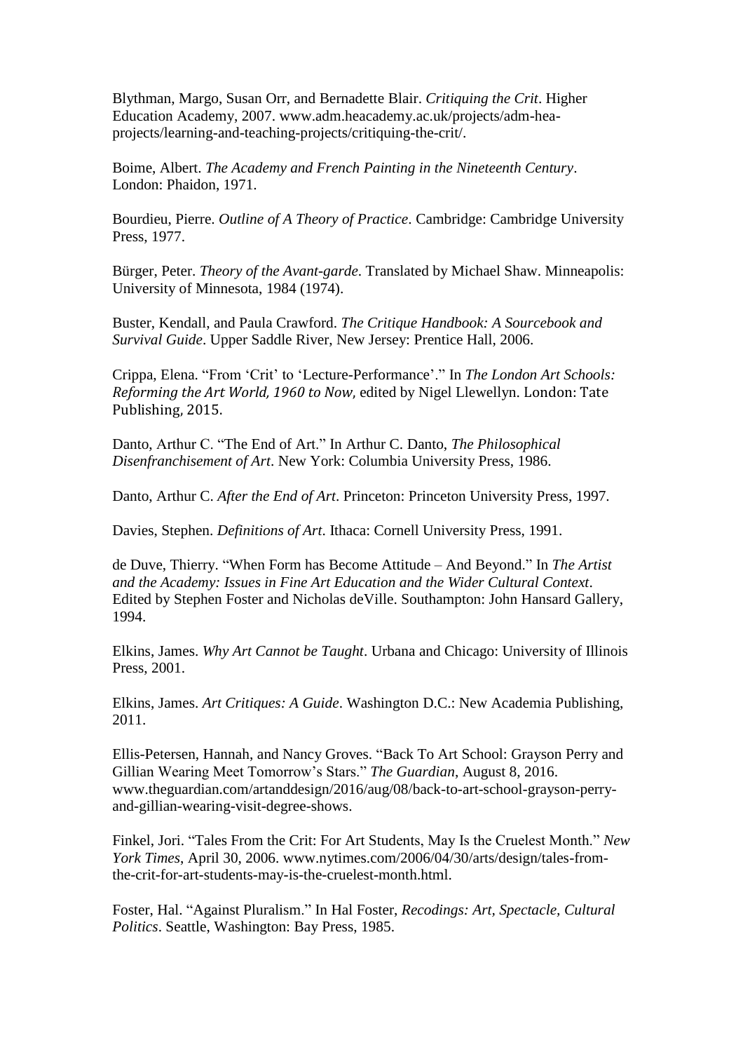Blythman, Margo, Susan Orr, and Bernadette Blair. *Critiquing the Crit*. Higher Education Academy, 2007. www.adm.heacademy.ac.uk/projects/adm-hea-projects/learning-and-teaching-projects/critiquing-the-crit/.

Boime, Albert. *The Academy and French Painting in the Nineteenth Century*. London: Phaidon, 1971.

Bourdieu, Pierre. *Outline of A Theory of Practice*. Cambridge: Cambridge University Press, 1977.

Bürger, Peter. *Theory of the Avant-garde*. Translated by Michael Shaw. Minneapolis: University of Minnesota, 1984 (1974).

Buster, Kendall, and Paula Crawford. *The Critique Handbook: A Sourcebook and Survival Guide*. Upper Saddle River, New Jersey: Prentice Hall, 2006.

Crippa, Elena. "From 'Crit' to 'Lecture-Performance'." In *The London Art Schools: Reforming the Art World, 1960 to Now,* edited by Nigel Llewellyn. London: Tate Publishing, 2015.

Danto, Arthur C. "The End of Art." In Arthur C. Danto, *The Philosophical Disenfranchisement of Art*. New York: Columbia University Press, 1986.

Danto, Arthur C. *After the End of Art*. Princeton: Princeton University Press, 1997.

Davies, Stephen. *Definitions of Art*. Ithaca: Cornell University Press, 1991.

de Duve, Thierry. "When Form has Become Attitude – And Beyond." In *The Artist and the Academy: Issues in Fine Art Education and the Wider Cultural Context*. Edited by Stephen Foster and Nicholas deVille. Southampton: John Hansard Gallery, 1994.

Elkins, James. *Why Art Cannot be Taught*. Urbana and Chicago: University of Illinois Press, 2001.

Elkins, James. *Art Critiques: A Guide*. Washington D.C.: New Academia Publishing, 2011.

Ellis-Petersen, Hannah, and Nancy Groves. "Back To Art School: Grayson Perry and Gillian Wearing Meet Tomorrow's Stars." *The Guardian*, August 8, 2016. www.theguardian.com/artanddesign/2016/aug/08/back-to-art-school-grayson-perry-and-gillian-wearing-visit-degree-shows.

Finkel, Jori. "Tales From the Crit: For Art Students, May Is the Cruelest Month." *New York Times*, April 30, 2006. www.nytimes.com/2006/04/30/arts/design/tales-from-the-crit-for-art-students-may-is-the-cruelest-month.html.

Foster, Hal. "Against Pluralism." In Hal Foster, *Recodings: Art, Spectacle, Cultural Politics*. Seattle, Washington: Bay Press, 1985.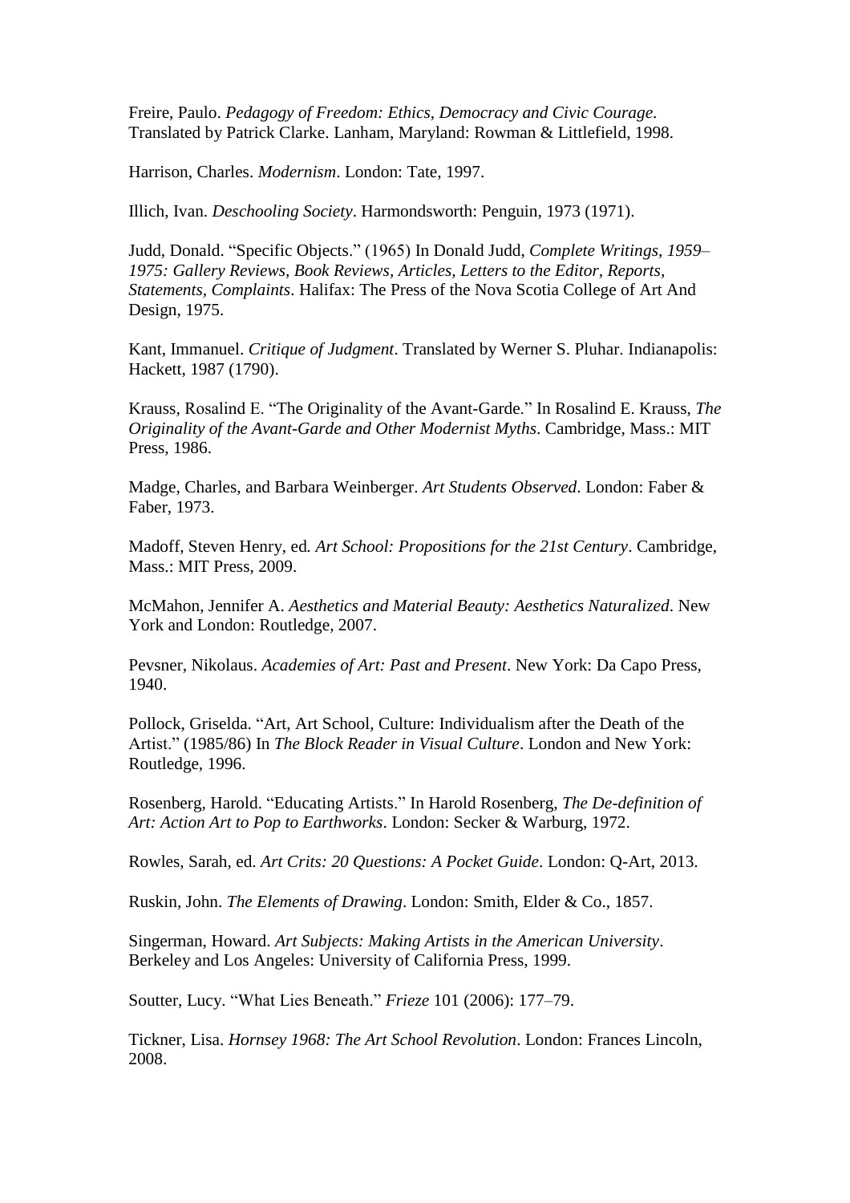Freire, Paulo. *Pedagogy of Freedom: Ethics, Democracy and Civic Courage.* Translated by Patrick Clarke. Lanham, Maryland: Rowman & Littlefield, 1998.

Harrison, Charles. *Modernism*. London: Tate, 1997.

Illich, Ivan. *Deschooling Society*. Harmondsworth: Penguin, 1973 (1971).

Judd, Donald. "Specific Objects." (1965) In Donald Judd, *Complete Writings, 1959–1975: Gallery Reviews, Book Reviews, Articles, Letters to the Editor, Reports, Statements, Complaints*. Halifax: The Press of the Nova Scotia College of Art And Design, 1975.

Kant, Immanuel. *Critique of Judgment*. Translated by Werner S. Pluhar. Indianapolis: Hackett, 1987 (1790).

Krauss, Rosalind E. "The Originality of the Avant-Garde." In Rosalind E. Krauss, *The Originality of the Avant-Garde and Other Modernist Myths*. Cambridge, Mass.: MIT Press, 1986.

Madge, Charles, and Barbara Weinberger. *Art Students Observed*. London: Faber & Faber, 1973.

Madoff, Steven Henry, ed. *Art School: Propositions for the 21st Century*. Cambridge, Mass.: MIT Press, 2009.

McMahon, Jennifer A. *Aesthetics and Material Beauty: Aesthetics Naturalized*. New York and London: Routledge, 2007.

Pevsner, Nikolaus. *Academies of Art: Past and Present*. New York: Da Capo Press, 1940.

Pollock, Griselda. "Art, Art School, Culture: Individualism after the Death of the Artist." (1985/86) In *The Block Reader in Visual Culture*. London and New York: Routledge, 1996.

Rosenberg, Harold. "Educating Artists." In Harold Rosenberg, *The De-definition of Art: Action Art to Pop to Earthworks*. London: Secker & Warburg, 1972.

Rowles, Sarah, ed. *Art Crits: 20 Questions: A Pocket Guide*. London: Q-Art, 2013.

Ruskin, John. *The Elements of Drawing*. London: Smith, Elder & Co., 1857.

Singerman, Howard. *Art Subjects: Making Artists in the American University*. Berkeley and Los Angeles: University of California Press, 1999.

Soutter, Lucy. "What Lies Beneath." *Frieze* 101 (2006): 177–79.

Tickner, Lisa. *Hornsey 1968: The Art School Revolution*. London: Frances Lincoln, 2008.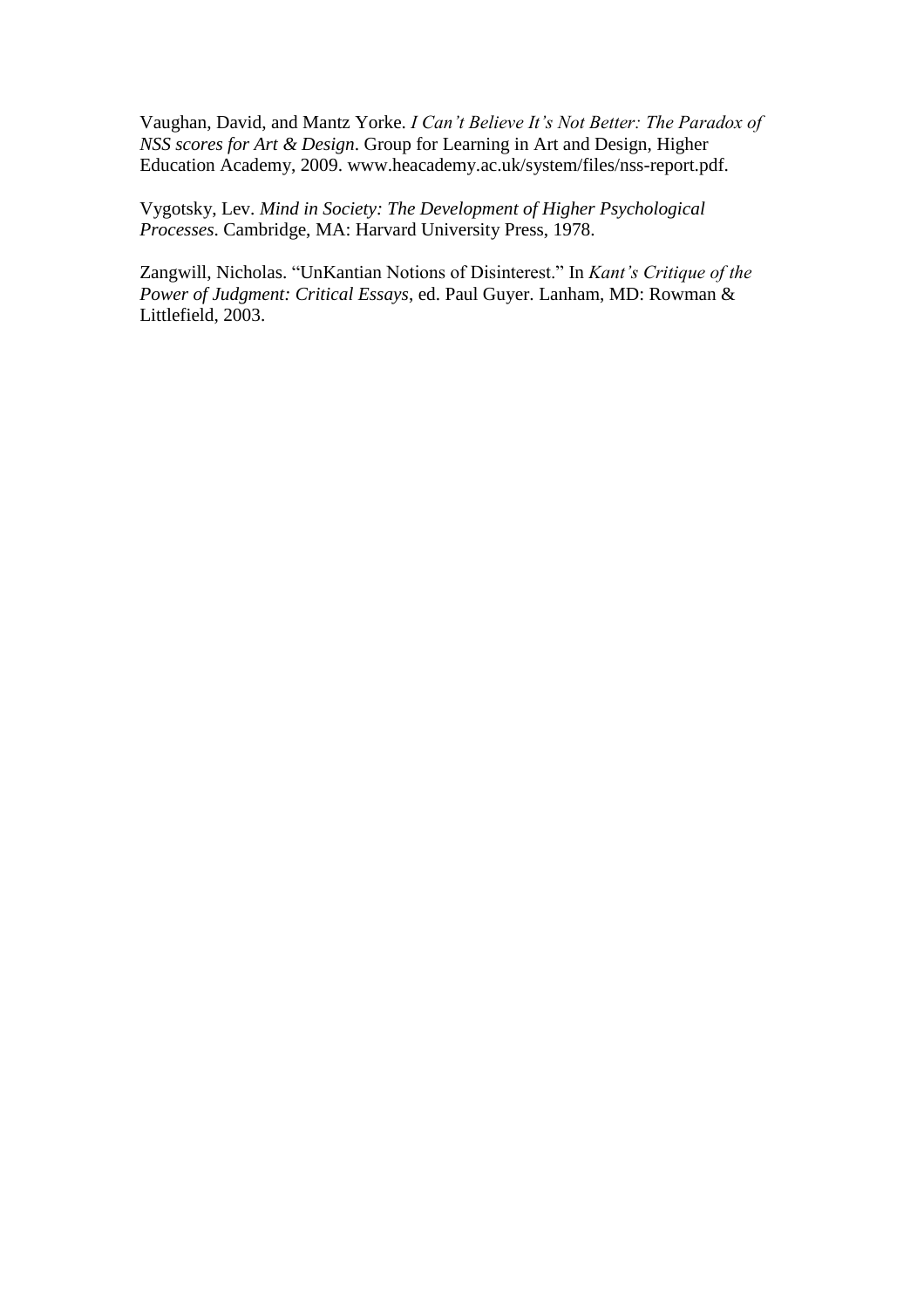Vaughan, David, and Mantz Yorke. *I Can't Believe It's Not Better: The Paradox of NSS scores for Art & Design*. Group for Learning in Art and Design, Higher Education Academy, 2009. www.heacademy.ac.uk/system/files/nss-report.pdf.

Vygotsky, Lev. *Mind in Society: The Development of Higher Psychological Processes*. Cambridge, MA: Harvard University Press, 1978.

Zangwill, Nicholas. "UnKantian Notions of Disinterest." In *Kant's Critique of the Power of Judgment: Critical Essays*, ed. Paul Guyer. Lanham, MD: Rowman & Littlefield, 2003.